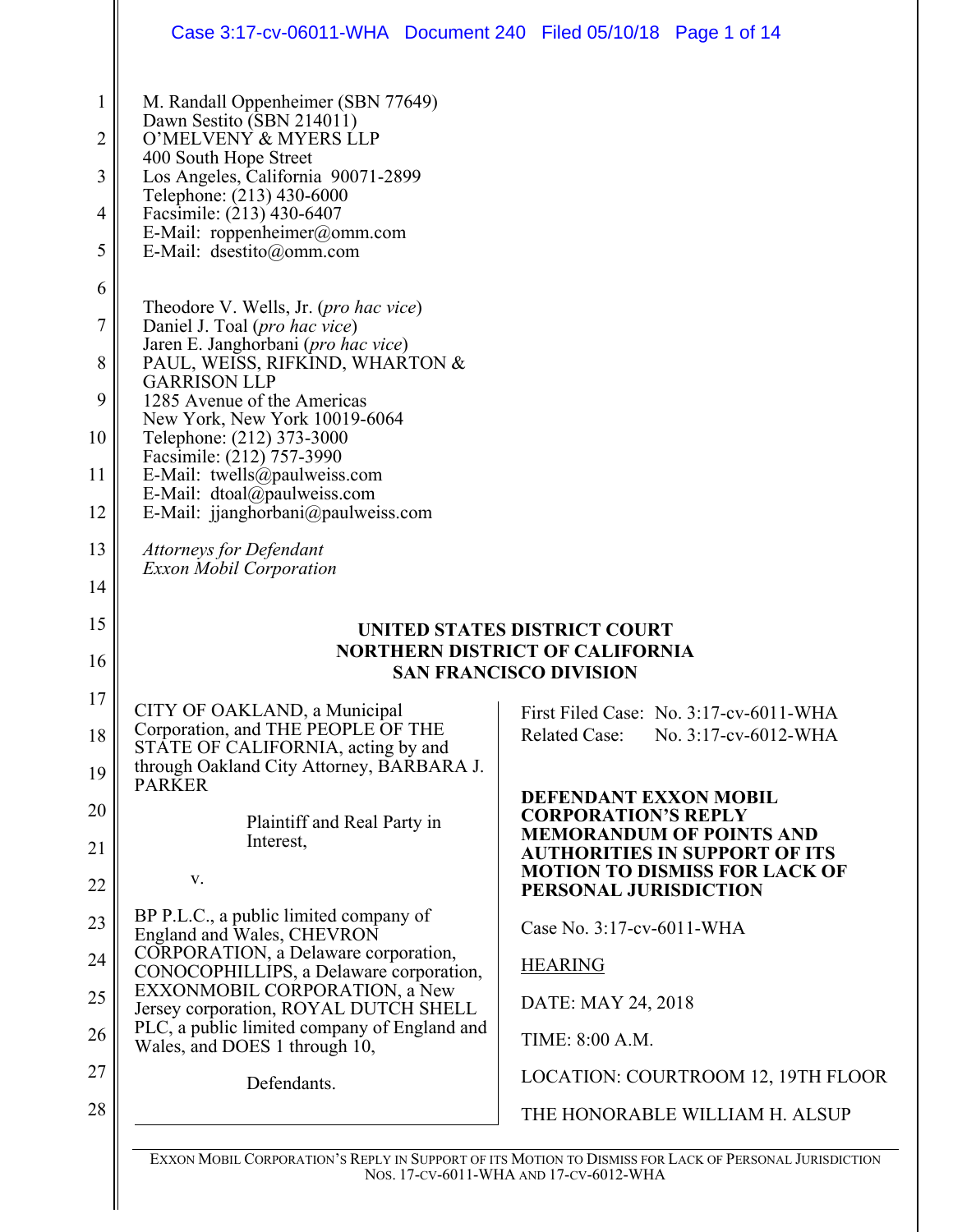M. Randall Oppenheimer (SBN 77649)
Dawn Sestito (SBN 214011)
O'MELVENY & MYERS LLP
400 South Hope Street
Los Angeles, California 90071-2899
Telephone: (213) 430-6000
Facsimile: (213) 430-6407
E-Mail: roppenheimer@omm.com
E-Mail: dsestito@omm.com

Theodore V. Wells, Jr. (*pro hac vice*)
Daniel J. Toal (*pro hac vice*)
Jaren E. Janghorbani (*pro hac vice*)
PAUL, WEISS, RIFKIND, WHARTON & GARRISON LLP
1285 Avenue of the Americas
New York, New York 10019-6064
Telephone: (212) 373-3000
Facsimile: (212) 757-3990
E-Mail: twells@paulweiss.com
E-Mail: dtoal@paulweiss.com
E-Mail: jjanghorbani@paulweiss.com

*Attorneys for Defendant*
*Exxon Mobil Corporation*

**UNITED STATES DISTRICT COURT**
**NORTHERN DISTRICT OF CALIFORNIA**
**SAN FRANCISCO DIVISION**

CITY OF OAKLAND, a Municipal Corporation, and THE PEOPLE OF THE STATE OF CALIFORNIA, acting by and through Oakland City Attorney, BARBARA J. PARKER

Plaintiff and Real Party in Interest,

v.

BP P.L.C., a public limited company of England and Wales, CHEVRON CORPORATION, a Delaware corporation, CONOCOPHILLIPS, a Delaware corporation, EXXONMOBIL CORPORATION, a New Jersey corporation, ROYAL DUTCH SHELL PLC, a public limited company of England and Wales, and DOES 1 through 10,

Defendants.

First Filed Case: No. 3:17-cv-6011-WHA
Related Case: No. 3:17-cv-6012-WHA

**DEFENDANT EXXON MOBIL CORPORATION'S REPLY MEMORANDUM OF POINTS AND AUTHORITIES IN SUPPORT OF ITS MOTION TO DISMISS FOR LACK OF PERSONAL JURISDICTION**

Case No. 3:17-cv-6011-WHA

HEARING

DATE: MAY 24, 2018

TIME: 8:00 A.M.

LOCATION: COURTROOM 12, 19TH FLOOR

THE HONORABLE WILLIAM H. ALSUP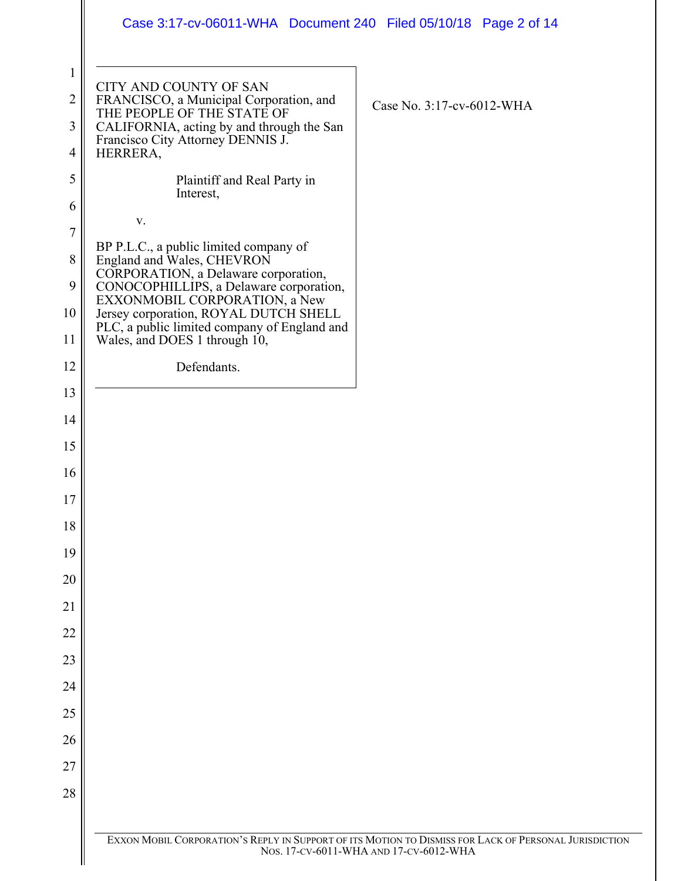CITY AND COUNTY OF SAN FRANCISCO, a Municipal Corporation, and THE PEOPLE OF THE STATE OF CALIFORNIA, acting by and through the San Francisco City Attorney DENNIS J. HERRERA,

Plaintiff and Real Party in Interest,

v.

BP P.L.C., a public limited company of England and Wales, CHEVRON CORPORATION, a Delaware corporation, CONOCOPHILLIPS, a Delaware corporation, EXXONMOBIL CORPORATION, a New Jersey corporation, ROYAL DUTCH SHELL PLC, a public limited company of England and Wales, and DOES 1 through 10,

Defendants.

Case No. 3:17-cv-6012-WHA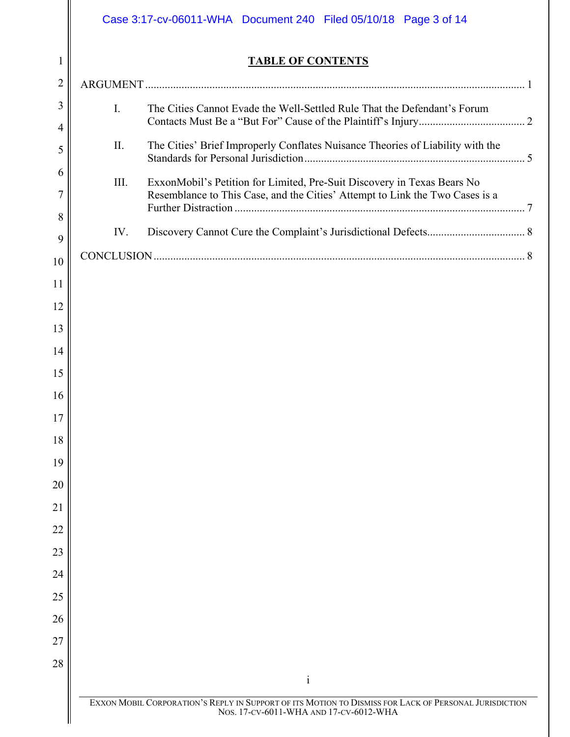# TABLE OF CONTENTS

ARGUMENT ........................................................................................................................ 1

I. The Cities Cannot Evade the Well-Settled Rule That the Defendant's Forum Contacts Must Be a "But For" Cause of the Plaintiff's Injury...................................... 2

II. The Cities' Brief Improperly Conflates Nuisance Theories of Liability with the Standards for Personal Jurisdiction............................................................................... 5

III. ExxonMobil's Petition for Limited, Pre-Suit Discovery in Texas Bears No Resemblance to This Case, and the Cities' Attempt to Link the Two Cases is a Further Distraction ........................................................................................................ 7

IV. Discovery Cannot Cure the Complaint's Jurisdictional Defects................................... 8

CONCLUSION ..................................................................................................................... 8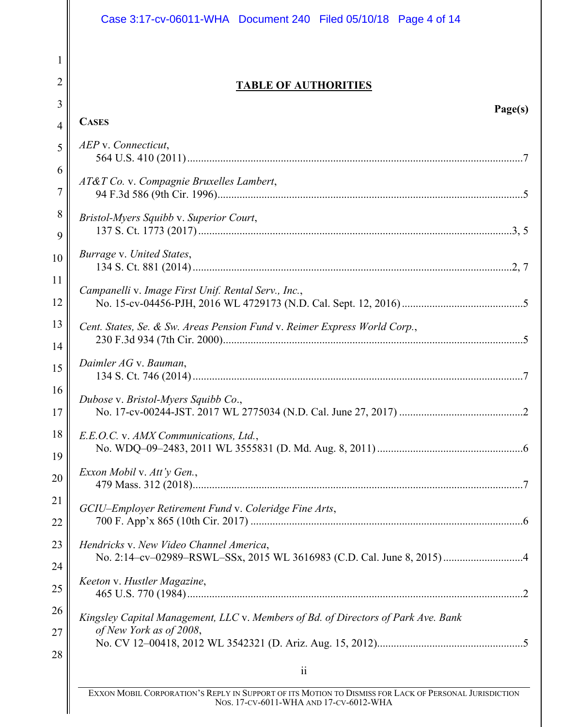## TABLE OF AUTHORITIES

**Page(s)**

**CASES**

*AEP* v. *Connecticut*,
564 U.S. 410 (2011) .......... 7

*AT&T Co.* v. *Compagnie Bruxelles Lambert*,
94 F.3d 586 (9th Cir. 1996) .......... 5

*Bristol-Myers Squibb* v. *Superior Court*,
137 S. Ct. 1773 (2017) .......... 3, 5

*Burrage* v. *United States*,
134 S. Ct. 881 (2014) .......... 2, 7

*Campanelli* v. *Image First Unif. Rental Serv., Inc.*,
No. 15-cv-04456-PJH, 2016 WL 4729173 (N.D. Cal. Sept. 12, 2016) .......... 5

*Cent. States, Se. & Sw. Areas Pension Fund* v. *Reimer Express World Corp.*,
230 F.3d 934 (7th Cir. 2000) .......... 5

*Daimler AG* v. *Bauman*,
134 S. Ct. 746 (2014) .......... 7

*Dubose* v. *Bristol-Myers Squibb Co.*,
No. 17-cv-00244-JST. 2017 WL 2775034 (N.D. Cal. June 27, 2017) .......... 2

*E.E.O.C.* v. *AMX Communications, Ltd.*,
No. WDQ–09–2483, 2011 WL 3555831 (D. Md. Aug. 8, 2011) .......... 6

*Exxon Mobil* v. *Att'y Gen.*,
479 Mass. 312 (2018) .......... 7

*GCIU–Employer Retirement Fund* v. *Coleridge Fine Arts*,
700 F. App'x 865 (10th Cir. 2017) .......... 6

*Hendricks* v. *New Video Channel America*,
No. 2:14–cv–02989–RSWL–SSx, 2015 WL 3616983 (C.D. Cal. June 8, 2015) .......... 4

*Keeton* v. *Hustler Magazine*,
465 U.S. 770 (1984) .......... 2

*Kingsley Capital Management, LLC* v. *Members of Bd. of Directors of Park Ave. Bank of New York as of 2008*,
No. CV 12–00418, 2012 WL 3542321 (D. Ariz. Aug. 15, 2012) .......... 5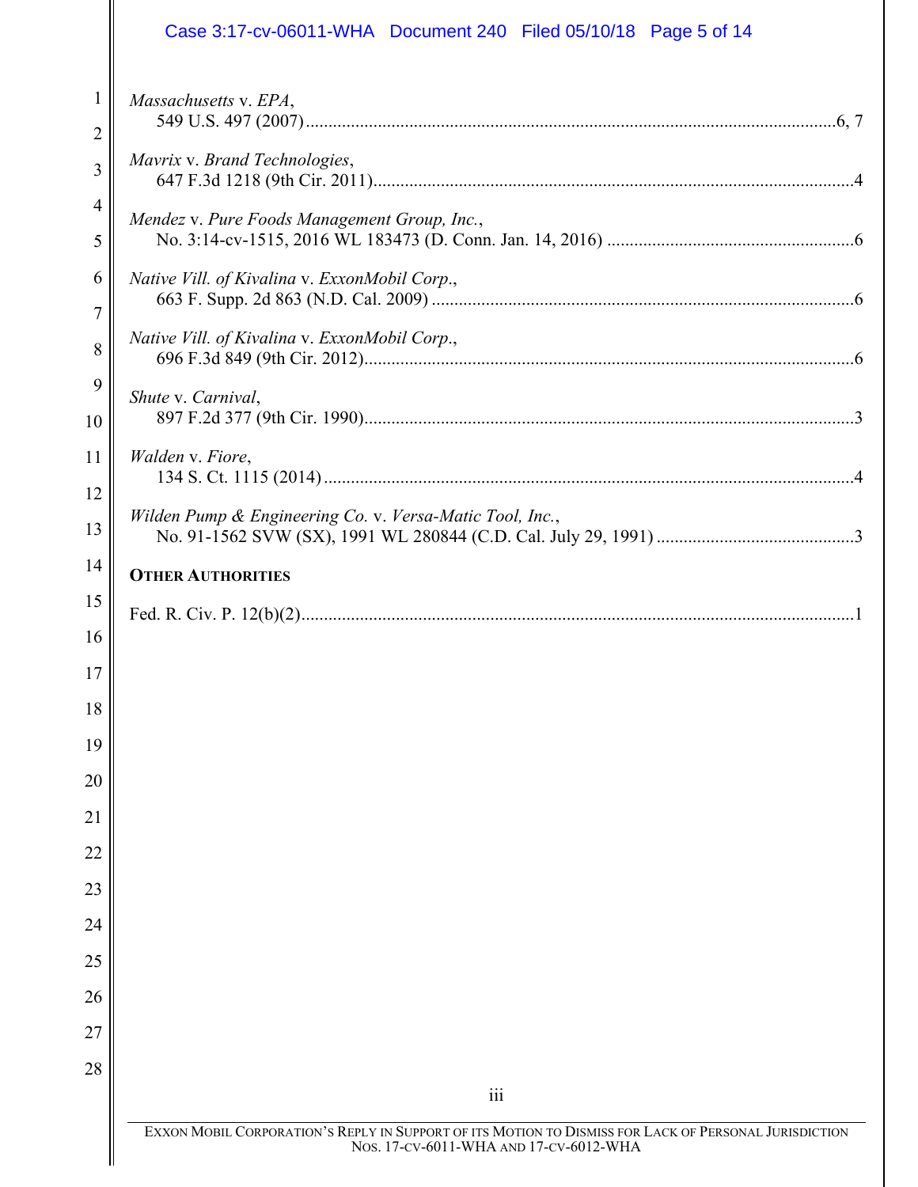*Massachusetts* v. *EPA*,
549 U.S. 497 (2007) ........................................................................................................6, 7

*Mavrix* v. *Brand Technologies*,
647 F.3d 1218 (9th Cir. 2011)...........................................................................................4

*Mendez* v. *Pure Foods Management Group, Inc.*,
No. 3:14-cv-1515, 2016 WL 183473 (D. Conn. Jan. 14, 2016) .......................................6

*Native Vill. of Kivalina* v. *ExxonMobil Corp.*,
663 F. Supp. 2d 863 (N.D. Cal. 2009) .............................................................................6

*Native Vill. of Kivalina* v. *ExxonMobil Corp.*,
696 F.3d 849 (9th Cir. 2012)...........................................................................................6

*Shute* v. *Carnival*,
897 F.2d 377 (9th Cir. 1990)...........................................................................................3

*Walden* v. *Fiore*,
134 S. Ct. 1115 (2014) .....................................................................................................4

*Wilden Pump & Engineering Co.* v. *Versa-Matic Tool, Inc.*,
No. 91-1562 SVW (SX), 1991 WL 280844 (C.D. Cal. July 29, 1991) ............................3

**OTHER AUTHORITIES**

Fed. R. Civ. P. 12(b)(2)...........................................................................................................1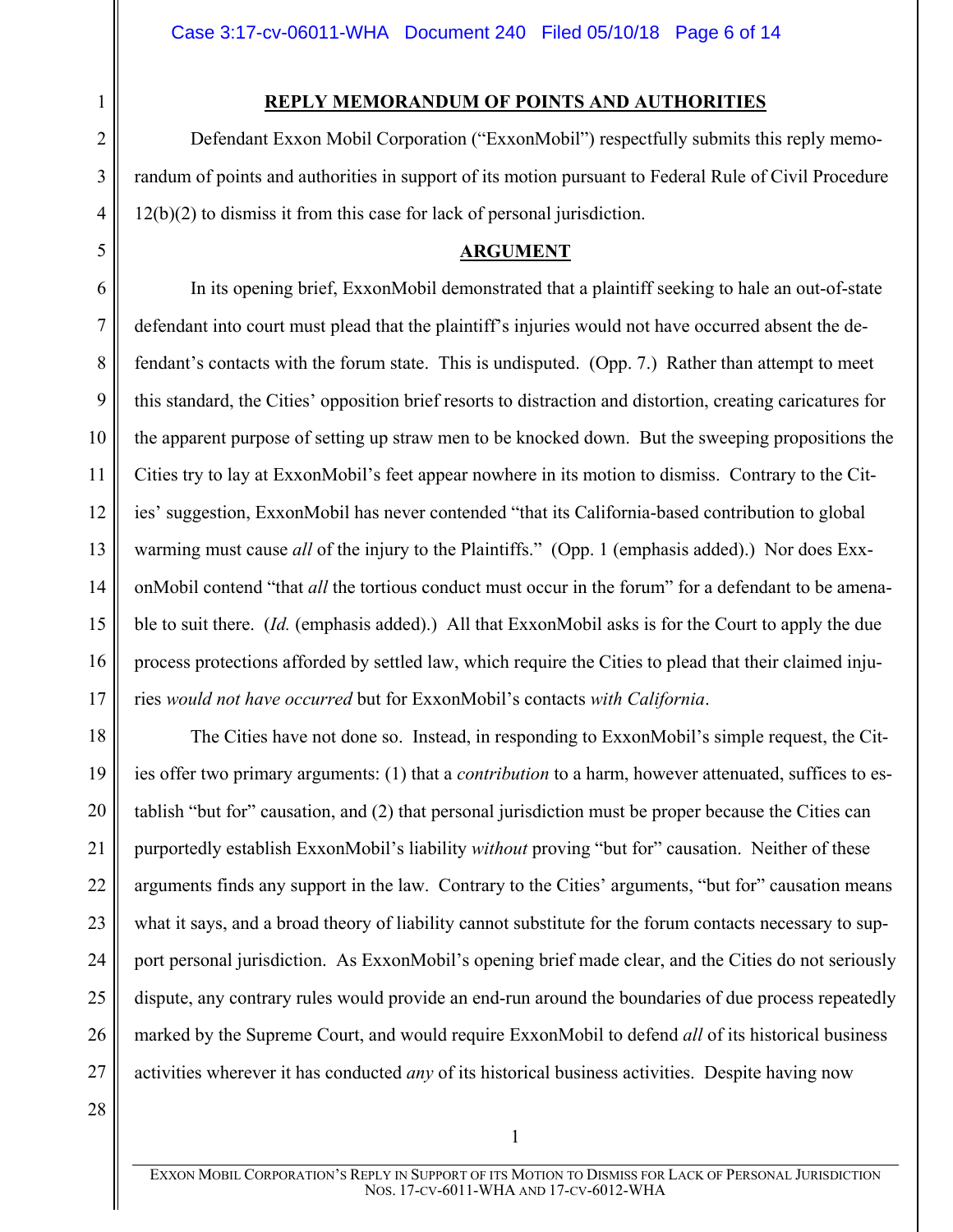## REPLY MEMORANDUM OF POINTS AND AUTHORITIES

Defendant Exxon Mobil Corporation ("ExxonMobil") respectfully submits this reply memorandum of points and authorities in support of its motion pursuant to Federal Rule of Civil Procedure 12(b)(2) to dismiss it from this case for lack of personal jurisdiction.

## ARGUMENT

In its opening brief, ExxonMobil demonstrated that a plaintiff seeking to hale an out-of-state defendant into court must plead that the plaintiff's injuries would not have occurred absent the defendant's contacts with the forum state. This is undisputed. (Opp. 7.) Rather than attempt to meet this standard, the Cities' opposition brief resorts to distraction and distortion, creating caricatures for the apparent purpose of setting up straw men to be knocked down. But the sweeping propositions the Cities try to lay at ExxonMobil's feet appear nowhere in its motion to dismiss. Contrary to the Cities' suggestion, ExxonMobil has never contended "that its California-based contribution to global warming must cause *all* of the injury to the Plaintiffs." (Opp. 1 (emphasis added).) Nor does ExxonMobil contend "that *all* the tortious conduct must occur in the forum" for a defendant to be amenable to suit there. (*Id.* (emphasis added).) All that ExxonMobil asks is for the Court to apply the due process protections afforded by settled law, which require the Cities to plead that their claimed injuries *would not have occurred* but for ExxonMobil's contacts *with California*.

The Cities have not done so. Instead, in responding to ExxonMobil's simple request, the Cities offer two primary arguments: (1) that a *contribution* to a harm, however attenuated, suffices to establish "but for" causation, and (2) that personal jurisdiction must be proper because the Cities can purportedly establish ExxonMobil's liability *without* proving "but for" causation. Neither of these arguments finds any support in the law. Contrary to the Cities' arguments, "but for" causation means what it says, and a broad theory of liability cannot substitute for the forum contacts necessary to support personal jurisdiction. As ExxonMobil's opening brief made clear, and the Cities do not seriously dispute, any contrary rules would provide an end-run around the boundaries of due process repeatedly marked by the Supreme Court, and would require ExxonMobil to defend *all* of its historical business activities wherever it has conducted *any* of its historical business activities. Despite having now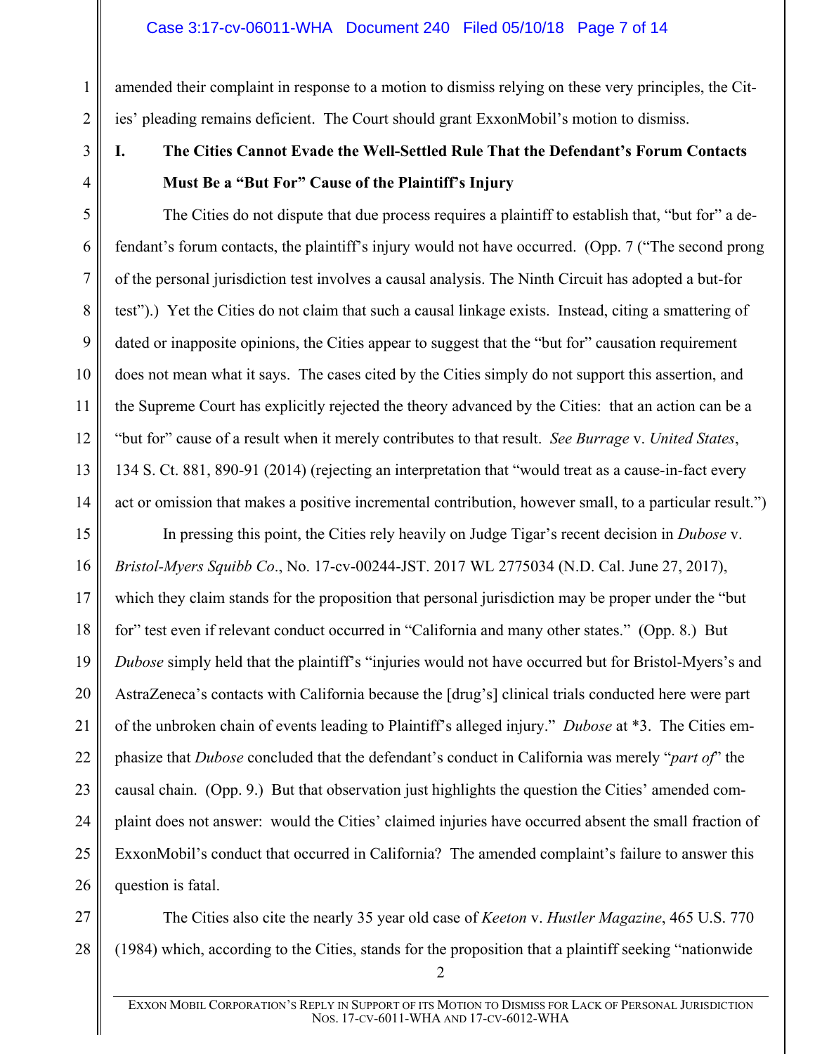amended their complaint in response to a motion to dismiss relying on these very principles, the Cities' pleading remains deficient. The Court should grant ExxonMobil's motion to dismiss.

## I. The Cities Cannot Evade the Well-Settled Rule That the Defendant's Forum Contacts Must Be a "But For" Cause of the Plaintiff's Injury

The Cities do not dispute that due process requires a plaintiff to establish that, "but for" a defendant's forum contacts, the plaintiff's injury would not have occurred. (Opp. 7 ("The second prong of the personal jurisdiction test involves a causal analysis. The Ninth Circuit has adopted a but-for test").) Yet the Cities do not claim that such a causal linkage exists. Instead, citing a smattering of dated or inapposite opinions, the Cities appear to suggest that the "but for" causation requirement does not mean what it says. The cases cited by the Cities simply do not support this assertion, and the Supreme Court has explicitly rejected the theory advanced by the Cities: that an action can be a "but for" cause of a result when it merely contributes to that result. *See Burrage* v. *United States*, 134 S. Ct. 881, 890-91 (2014) (rejecting an interpretation that "would treat as a cause-in-fact every act or omission that makes a positive incremental contribution, however small, to a particular result.")

In pressing this point, the Cities rely heavily on Judge Tigar's recent decision in *Dubose* v. *Bristol-Myers Squibb Co.*, No. 17-cv-00244-JST. 2017 WL 2775034 (N.D. Cal. June 27, 2017), which they claim stands for the proposition that personal jurisdiction may be proper under the "but for" test even if relevant conduct occurred in "California and many other states." (Opp. 8.) But *Dubose* simply held that the plaintiff's "injuries would not have occurred but for Bristol-Myers's and AstraZeneca's contacts with California because the [drug's] clinical trials conducted here were part of the unbroken chain of events leading to Plaintiff's alleged injury." *Dubose* at *3. The Cities emphasize that *Dubose* concluded that the defendant's conduct in California was merely "*part of*" the causal chain. (Opp. 9.) But that observation just highlights the question the Cities' amended complaint does not answer: would the Cities' claimed injuries have occurred absent the small fraction of ExxonMobil's conduct that occurred in California? The amended complaint's failure to answer this question is fatal.

The Cities also cite the nearly 35 year old case of *Keeton* v. *Hustler Magazine*, 465 U.S. 770 (1984) which, according to the Cities, stands for the proposition that a plaintiff seeking "nationwide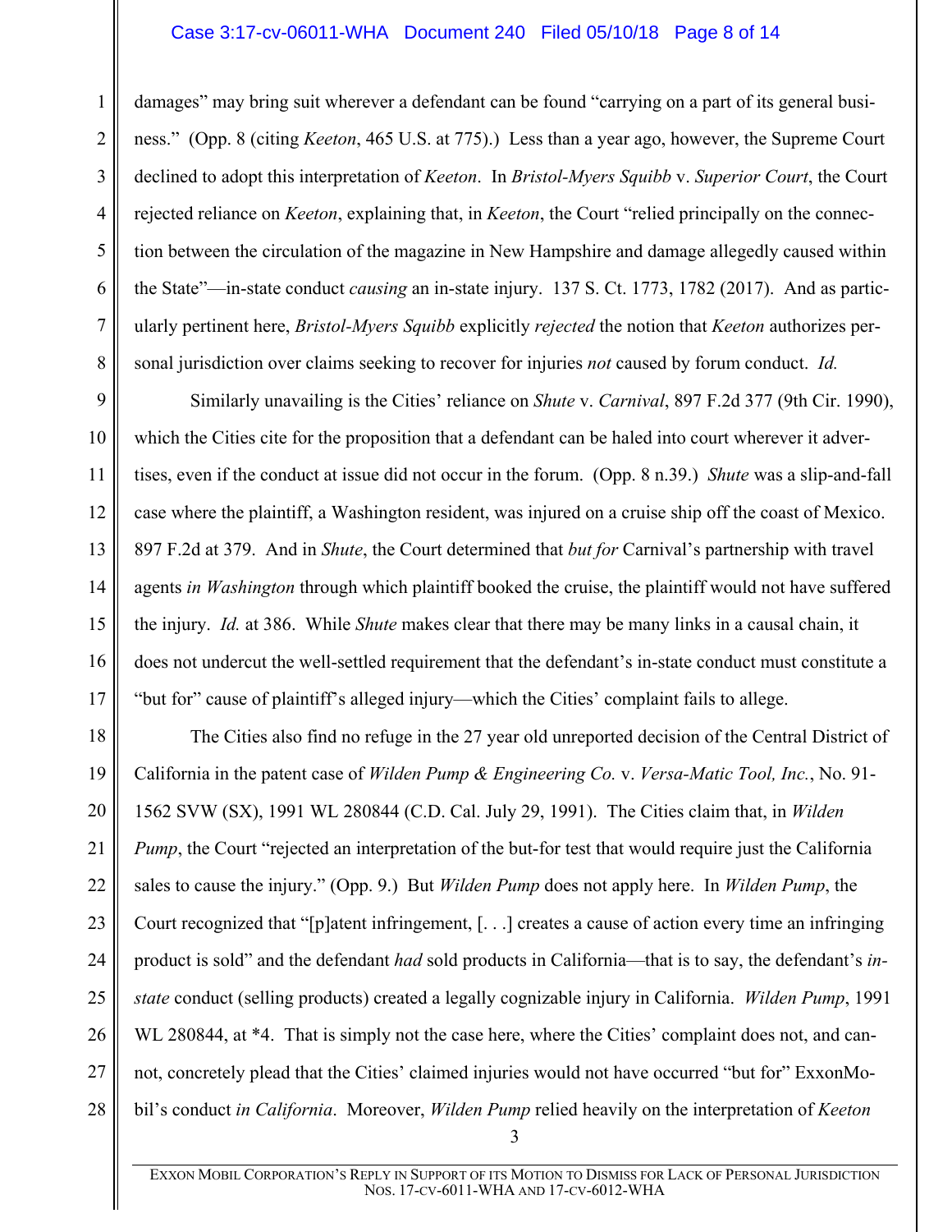damages" may bring suit wherever a defendant can be found "carrying on a part of its general business." (Opp. 8 (citing *Keeton*, 465 U.S. at 775).) Less than a year ago, however, the Supreme Court declined to adopt this interpretation of *Keeton*. In *Bristol-Myers Squibb* v. *Superior Court*, the Court rejected reliance on *Keeton*, explaining that, in *Keeton*, the Court "relied principally on the connection between the circulation of the magazine in New Hampshire and damage allegedly caused within the State"—in-state conduct *causing* an in-state injury. 137 S. Ct. 1773, 1782 (2017). And as particularly pertinent here, *Bristol-Myers Squibb* explicitly *rejected* the notion that *Keeton* authorizes personal jurisdiction over claims seeking to recover for injuries *not* caused by forum conduct. *Id.*

Similarly unavailing is the Cities' reliance on *Shute* v. *Carnival*, 897 F.2d 377 (9th Cir. 1990), which the Cities cite for the proposition that a defendant can be haled into court wherever it advertises, even if the conduct at issue did not occur in the forum. (Opp. 8 n.39.) *Shute* was a slip-and-fall case where the plaintiff, a Washington resident, was injured on a cruise ship off the coast of Mexico. 897 F.2d at 379. And in *Shute*, the Court determined that *but for* Carnival's partnership with travel agents *in Washington* through which plaintiff booked the cruise, the plaintiff would not have suffered the injury. *Id.* at 386. While *Shute* makes clear that there may be many links in a causal chain, it does not undercut the well-settled requirement that the defendant's in-state conduct must constitute a "but for" cause of plaintiff's alleged injury—which the Cities' complaint fails to allege.

The Cities also find no refuge in the 27 year old unreported decision of the Central District of California in the patent case of *Wilden Pump & Engineering Co.* v. *Versa-Matic Tool, Inc.*, No. 91-1562 SVW (SX), 1991 WL 280844 (C.D. Cal. July 29, 1991). The Cities claim that, in *Wilden Pump*, the Court "rejected an interpretation of the but-for test that would require just the California sales to cause the injury." (Opp. 9.) But *Wilden Pump* does not apply here. In *Wilden Pump*, the Court recognized that "[p]atent infringement, [. . .] creates a cause of action every time an infringing product is sold" and the defendant *had* sold products in California—that is to say, the defendant's *in-state* conduct (selling products) created a legally cognizable injury in California. *Wilden Pump*, 1991 WL 280844, at *4. That is simply not the case here, where the Cities' complaint does not, and cannot, concretely plead that the Cities' claimed injuries would not have occurred "but for" ExxonMobil's conduct *in California*. Moreover, *Wilden Pump* relied heavily on the interpretation of *Keeton*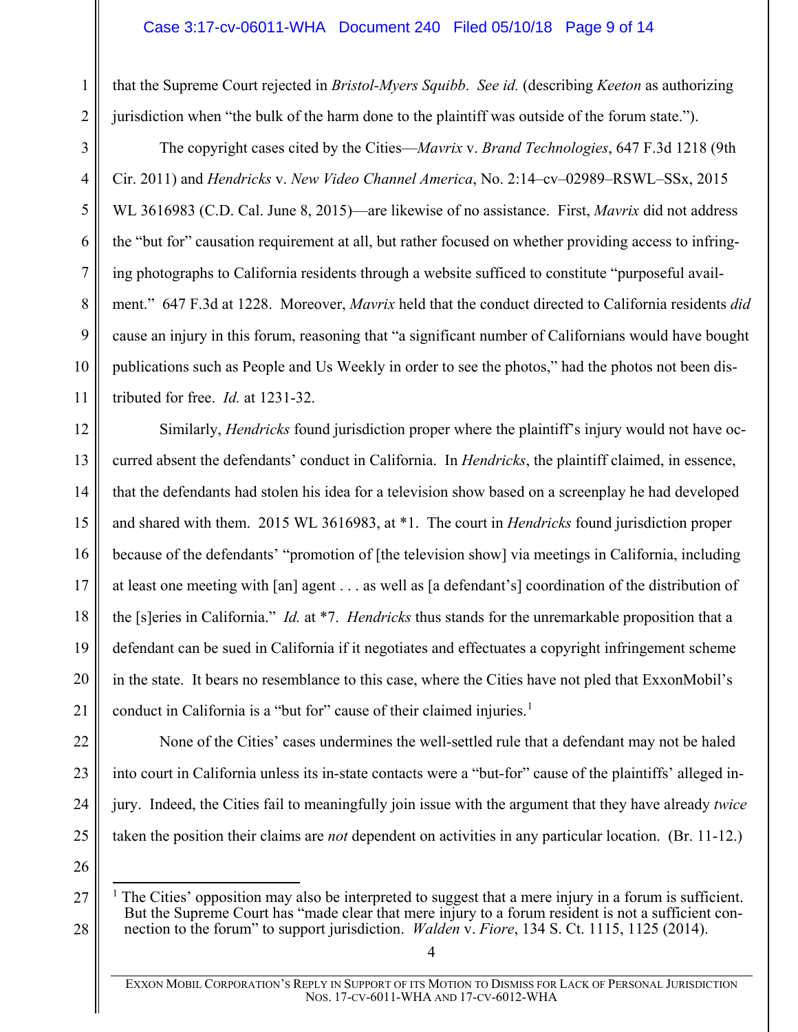that the Supreme Court rejected in *Bristol-Myers Squibb*. *See id.* (describing *Keeton* as authorizing jurisdiction when "the bulk of the harm done to the plaintiff was outside of the forum state.").

The copyright cases cited by the Cities—*Mavrix* v. *Brand Technologies*, 647 F.3d 1218 (9th Cir. 2011) and *Hendricks* v. *New Video Channel America*, No. 2:14–cv–02989–RSWL–SSx, 2015 WL 3616983 (C.D. Cal. June 8, 2015)—are likewise of no assistance. First, *Mavrix* did not address the "but for" causation requirement at all, but rather focused on whether providing access to infringing photographs to California residents through a website sufficed to constitute "purposeful availment." 647 F.3d at 1228. Moreover, *Mavrix* held that the conduct directed to California residents *did* cause an injury in this forum, reasoning that "a significant number of Californians would have bought publications such as People and Us Weekly in order to see the photos," had the photos not been distributed for free. *Id.* at 1231-32.

Similarly, *Hendricks* found jurisdiction proper where the plaintiff's injury would not have occurred absent the defendants' conduct in California. In *Hendricks*, the plaintiff claimed, in essence, that the defendants had stolen his idea for a television show based on a screenplay he had developed and shared with them. 2015 WL 3616983, at *1. The court in *Hendricks* found jurisdiction proper because of the defendants' "promotion of [the television show] via meetings in California, including at least one meeting with [an] agent . . . as well as [a defendant's] coordination of the distribution of the [s]eries in California." *Id.* at *7. *Hendricks* thus stands for the unremarkable proposition that a defendant can be sued in California if it negotiates and effectuates a copyright infringement scheme in the state. It bears no resemblance to this case, where the Cities have not pled that ExxonMobil's conduct in California is a "but for" cause of their claimed injuries.[1]

None of the Cities' cases undermines the well-settled rule that a defendant may not be haled into court in California unless its in-state contacts were a "but-for" cause of the plaintiffs' alleged injury. Indeed, the Cities fail to meaningfully join issue with the argument that they have already *twice* taken the position their claims are *not* dependent on activities in any particular location. (Br. 11-12.)

---

[1] The Cities' opposition may also be interpreted to suggest that a mere injury in a forum is sufficient. But the Supreme Court has "made clear that mere injury to a forum resident is not a sufficient connection to the forum" to support jurisdiction. *Walden* v. *Fiore*, 134 S. Ct. 1115, 1125 (2014).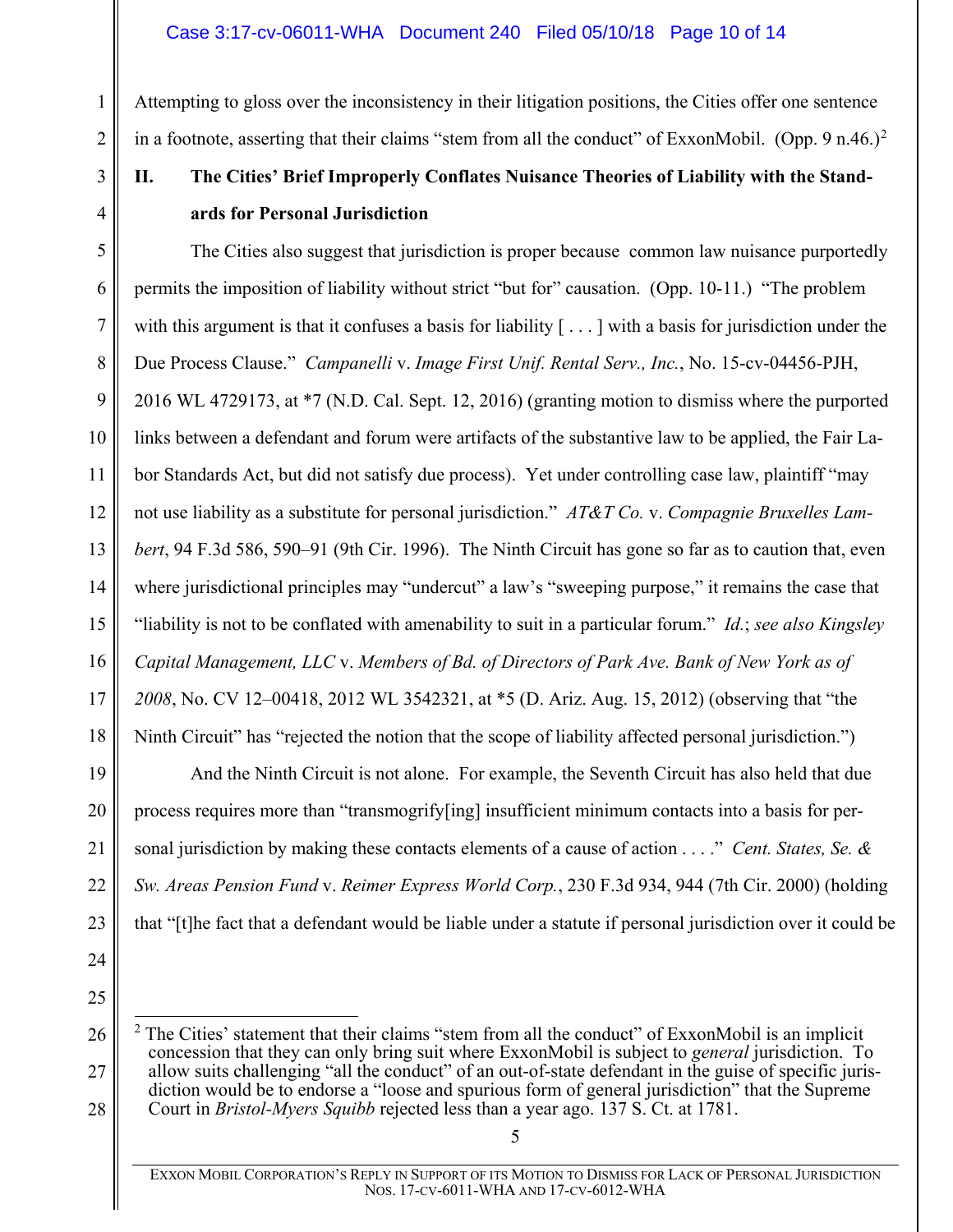Attempting to gloss over the inconsistency in their litigation positions, the Cities offer one sentence in a footnote, asserting that their claims "stem from all the conduct" of ExxonMobil. (Opp. 9 n.46.)[2]

## II. The Cities' Brief Improperly Conflates Nuisance Theories of Liability with the Standards for Personal Jurisdiction

The Cities also suggest that jurisdiction is proper because common law nuisance purportedly permits the imposition of liability without strict "but for" causation. (Opp. 10-11.) "The problem with this argument is that it confuses a basis for liability [ . . . ] with a basis for jurisdiction under the Due Process Clause." *Campanelli* v. *Image First Unif. Rental Serv., Inc.*, No. 15-cv-04456-PJH, 2016 WL 4729173, at *7 (N.D. Cal. Sept. 12, 2016) (granting motion to dismiss where the purported links between a defendant and forum were artifacts of the substantive law to be applied, the Fair Labor Standards Act, but did not satisfy due process). Yet under controlling case law, plaintiff "may not use liability as a substitute for personal jurisdiction." *AT&T Co.* v. *Compagnie Bruxelles Lambert*, 94 F.3d 586, 590–91 (9th Cir. 1996). The Ninth Circuit has gone so far as to caution that, even where jurisdictional principles may "undercut" a law's "sweeping purpose," it remains the case that "liability is not to be conflated with amenability to suit in a particular forum." *Id.*; *see also Kingsley Capital Management, LLC* v. *Members of Bd. of Directors of Park Ave. Bank of New York as of 2008*, No. CV 12–00418, 2012 WL 3542321, at *5 (D. Ariz. Aug. 15, 2012) (observing that "the Ninth Circuit" has "rejected the notion that the scope of liability affected personal jurisdiction.")

And the Ninth Circuit is not alone. For example, the Seventh Circuit has also held that due process requires more than "transmogrify[ing] insufficient minimum contacts into a basis for personal jurisdiction by making these contacts elements of a cause of action . . . ." *Cent. States, Se. & Sw. Areas Pension Fund* v. *Reimer Express World Corp.*, 230 F.3d 934, 944 (7th Cir. 2000) (holding that "[t]he fact that a defendant would be liable under a statute if personal jurisdiction over it could be

---

[2] The Cities' statement that their claims "stem from all the conduct" of ExxonMobil is an implicit concession that they can only bring suit where ExxonMobil is subject to *general* jurisdiction. To allow suits challenging "all the conduct" of an out-of-state defendant in the guise of specific jurisdiction would be to endorse a "loose and spurious form of general jurisdiction" that the Supreme Court in *Bristol-Myers Squibb* rejected less than a year ago. 137 S. Ct. at 1781.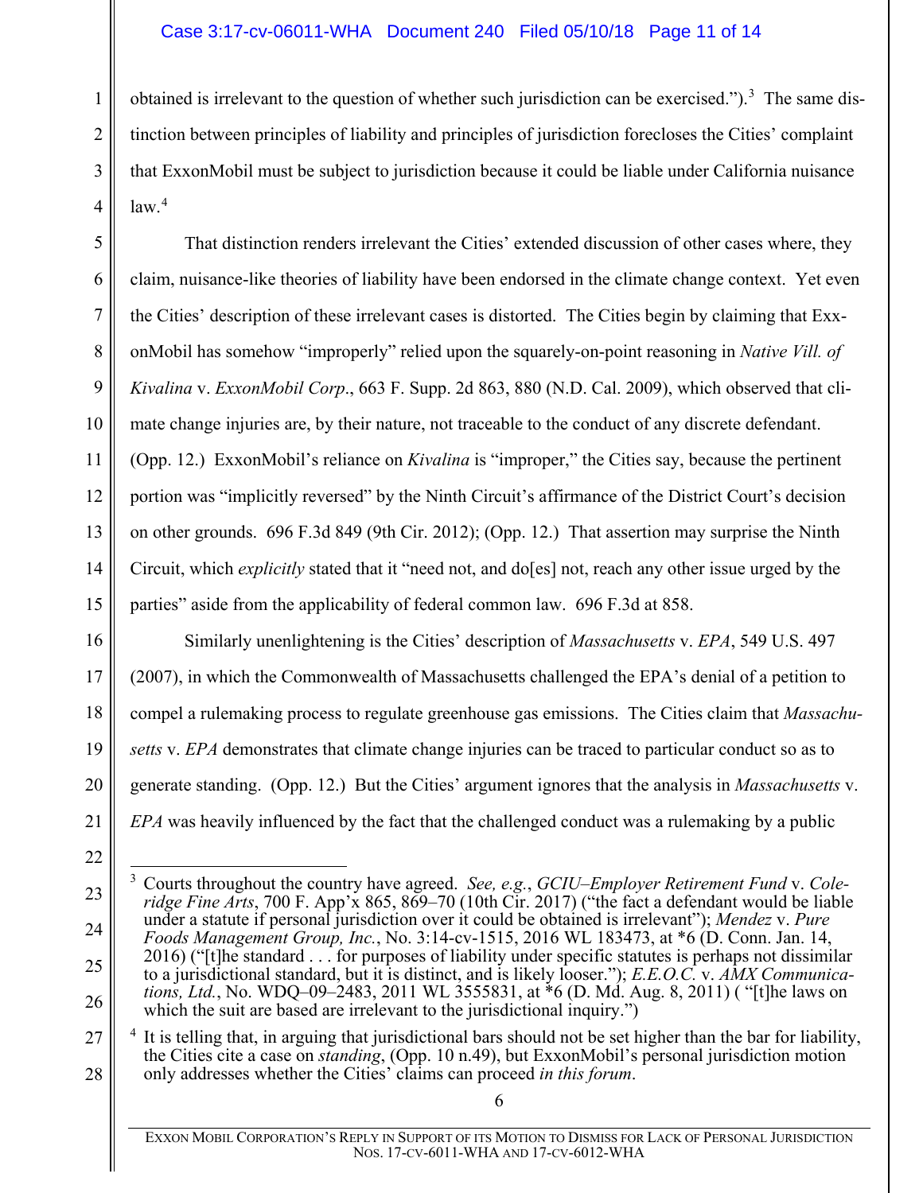obtained is irrelevant to the question of whether such jurisdiction can be exercised.").[3] The same distinction between principles of liability and principles of jurisdiction forecloses the Cities' complaint that ExxonMobil must be subject to jurisdiction because it could be liable under California nuisance law.[4]

That distinction renders irrelevant the Cities' extended discussion of other cases where, they claim, nuisance-like theories of liability have been endorsed in the climate change context. Yet even the Cities' description of these irrelevant cases is distorted. The Cities begin by claiming that ExxonMobil has somehow "improperly" relied upon the squarely-on-point reasoning in *Native Vill. of Kivalina* v. *ExxonMobil Corp*., 663 F. Supp. 2d 863, 880 (N.D. Cal. 2009), which observed that climate change injuries are, by their nature, not traceable to the conduct of any discrete defendant. (Opp. 12.) ExxonMobil's reliance on *Kivalina* is "improper," the Cities say, because the pertinent portion was "implicitly reversed" by the Ninth Circuit's affirmance of the District Court's decision on other grounds. 696 F.3d 849 (9th Cir. 2012); (Opp. 12.) That assertion may surprise the Ninth Circuit, which *explicitly* stated that it "need not, and do[es] not, reach any other issue urged by the parties" aside from the applicability of federal common law. 696 F.3d at 858.

Similarly unenlightening is the Cities' description of *Massachusetts* v. *EPA*, 549 U.S. 497 (2007), in which the Commonwealth of Massachusetts challenged the EPA's denial of a petition to compel a rulemaking process to regulate greenhouse gas emissions. The Cities claim that *Massachusetts* v. *EPA* demonstrates that climate change injuries can be traced to particular conduct so as to generate standing. (Opp. 12.) But the Cities' argument ignores that the analysis in *Massachusetts* v. *EPA* was heavily influenced by the fact that the challenged conduct was a rulemaking by a public

---

[3] Courts throughout the country have agreed. *See, e.g.*, *GCIU–Employer Retirement Fund* v. *Coleridge Fine Arts*, 700 F. App'x 865, 869–70 (10th Cir. 2017) ("the fact a defendant would be liable under a statute if personal jurisdiction over it could be obtained is irrelevant"); *Mendez* v. *Pure Foods Management Group, Inc.*, No. 3:14-cv-1515, 2016 WL 183473, at *6 (D. Conn. Jan. 14, 2016) ("[t]he standard . . . for purposes of liability under specific statutes is perhaps not dissimilar to a jurisdictional standard, but it is distinct, and is likely looser."); *E.E.O.C.* v. *AMX Communications, Ltd.*, No. WDQ–09–2483, 2011 WL 3555831, at *6 (D. Md. Aug. 8, 2011) ( "[t]he laws on which the suit are based are irrelevant to the jurisdictional inquiry.")

[4] It is telling that, in arguing that jurisdictional bars should not be set higher than the bar for liability, the Cities cite a case on *standing*, (Opp. 10 n.49), but ExxonMobil's personal jurisdiction motion only addresses whether the Cities' claims can proceed *in this forum*.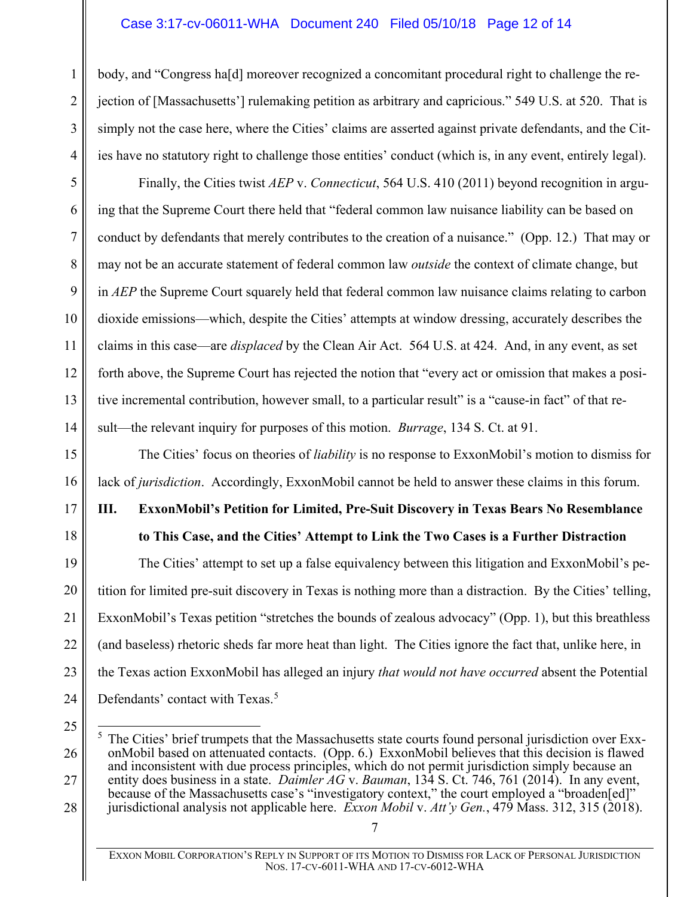body, and "Congress ha[d] moreover recognized a concomitant procedural right to challenge the rejection of [Massachusetts'] rulemaking petition as arbitrary and capricious." 549 U.S. at 520. That is simply not the case here, where the Cities' claims are asserted against private defendants, and the Cities have no statutory right to challenge those entities' conduct (which is, in any event, entirely legal).

Finally, the Cities twist *AEP* v. *Connecticut*, 564 U.S. 410 (2011) beyond recognition in arguing that the Supreme Court there held that "federal common law nuisance liability can be based on conduct by defendants that merely contributes to the creation of a nuisance." (Opp. 12.) That may or may not be an accurate statement of federal common law *outside* the context of climate change, but in *AEP* the Supreme Court squarely held that federal common law nuisance claims relating to carbon dioxide emissions—which, despite the Cities' attempts at window dressing, accurately describes the claims in this case—are *displaced* by the Clean Air Act. 564 U.S. at 424. And, in any event, as set forth above, the Supreme Court has rejected the notion that "every act or omission that makes a positive incremental contribution, however small, to a particular result" is a "cause-in fact" of that result—the relevant inquiry for purposes of this motion. *Burrage*, 134 S. Ct. at 91.

The Cities' focus on theories of *liability* is no response to ExxonMobil's motion to dismiss for lack of *jurisdiction*. Accordingly, ExxonMobil cannot be held to answer these claims in this forum.

## III. ExxonMobil's Petition for Limited, Pre-Suit Discovery in Texas Bears No Resemblance to This Case, and the Cities' Attempt to Link the Two Cases is a Further Distraction

The Cities' attempt to set up a false equivalency between this litigation and ExxonMobil's petition for limited pre-suit discovery in Texas is nothing more than a distraction. By the Cities' telling, ExxonMobil's Texas petition "stretches the bounds of zealous advocacy" (Opp. 1), but this breathless (and baseless) rhetoric sheds far more heat than light. The Cities ignore the fact that, unlike here, in the Texas action ExxonMobil has alleged an injury *that would not have occurred* absent the Potential Defendants' contact with Texas.[5]

[5] The Cities' brief trumpets that the Massachusetts state courts found personal jurisdiction over ExxonMobil based on attenuated contacts. (Opp. 6.) ExxonMobil believes that this decision is flawed and inconsistent with due process principles, which do not permit jurisdiction simply because an entity does business in a state. *Daimler AG* v. *Bauman*, 134 S. Ct. 746, 761 (2014). In any event, because of the Massachusetts case's "investigatory context," the court employed a "broaden[ed]" jurisdictional analysis not applicable here. *Exxon Mobil* v. *Att'y Gen.*, 479 Mass. 312, 315 (2018).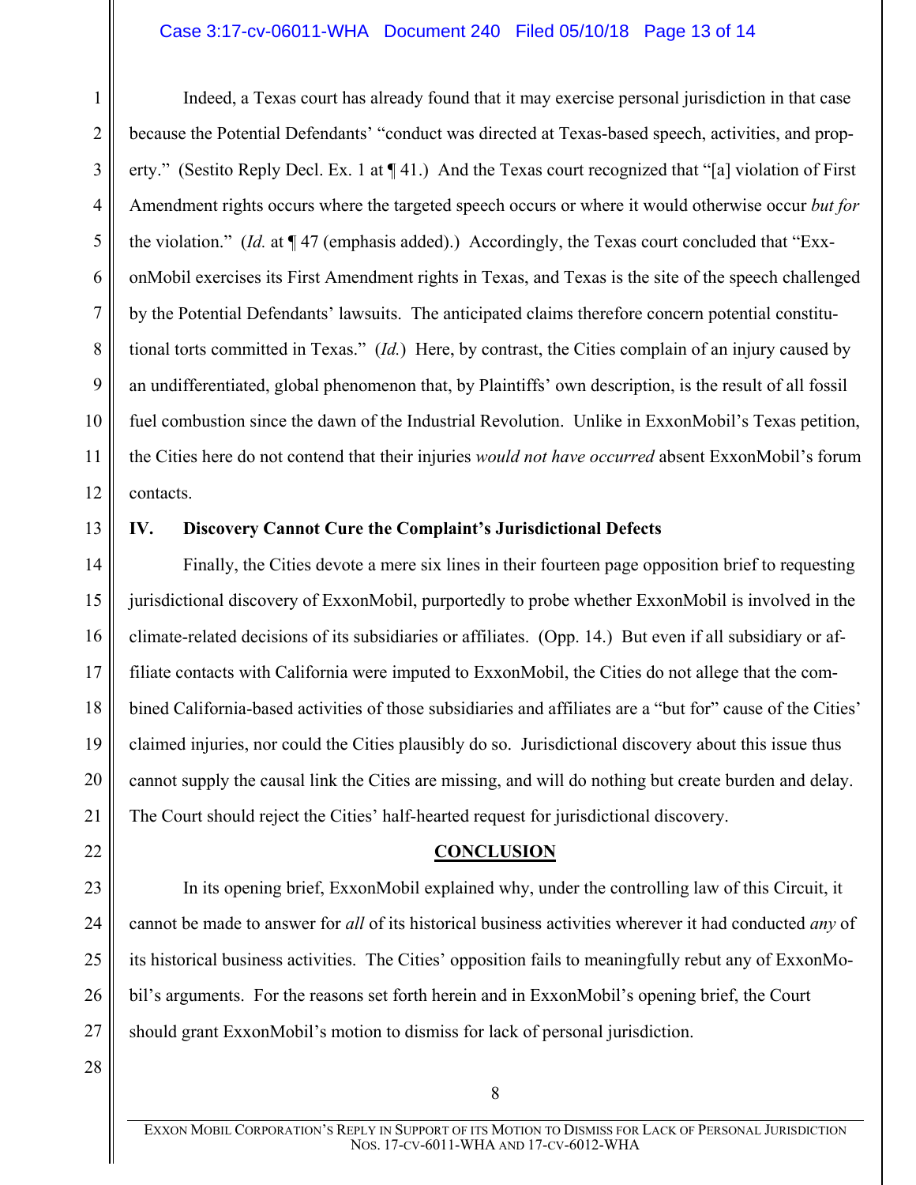Indeed, a Texas court has already found that it may exercise personal jurisdiction in that case because the Potential Defendants' "conduct was directed at Texas-based speech, activities, and property." (Sestito Reply Decl. Ex. 1 at ¶ 41.) And the Texas court recognized that "[a] violation of First Amendment rights occurs where the targeted speech occurs or where it would otherwise occur *but for* the violation." (*Id.* at ¶ 47 (emphasis added).) Accordingly, the Texas court concluded that "ExxonMobil exercises its First Amendment rights in Texas, and Texas is the site of the speech challenged by the Potential Defendants' lawsuits. The anticipated claims therefore concern potential constitutional torts committed in Texas." (*Id.*) Here, by contrast, the Cities complain of an injury caused by an undifferentiated, global phenomenon that, by Plaintiffs' own description, is the result of all fossil fuel combustion since the dawn of the Industrial Revolution. Unlike in ExxonMobil's Texas petition, the Cities here do not contend that their injuries *would not have occurred* absent ExxonMobil's forum contacts.

## IV. Discovery Cannot Cure the Complaint's Jurisdictional Defects

Finally, the Cities devote a mere six lines in their fourteen page opposition brief to requesting jurisdictional discovery of ExxonMobil, purportedly to probe whether ExxonMobil is involved in the climate-related decisions of its subsidiaries or affiliates. (Opp. 14.) But even if all subsidiary or affiliate contacts with California were imputed to ExxonMobil, the Cities do not allege that the combined California-based activities of those subsidiaries and affiliates are a "but for" cause of the Cities' claimed injuries, nor could the Cities plausibly do so. Jurisdictional discovery about this issue thus cannot supply the causal link the Cities are missing, and will do nothing but create burden and delay. The Court should reject the Cities' half-hearted request for jurisdictional discovery.

## CONCLUSION

In its opening brief, ExxonMobil explained why, under the controlling law of this Circuit, it cannot be made to answer for *all* of its historical business activities wherever it had conducted *any* of its historical business activities. The Cities' opposition fails to meaningfully rebut any of ExxonMobil's arguments. For the reasons set forth herein and in ExxonMobil's opening brief, the Court should grant ExxonMobil's motion to dismiss for lack of personal jurisdiction.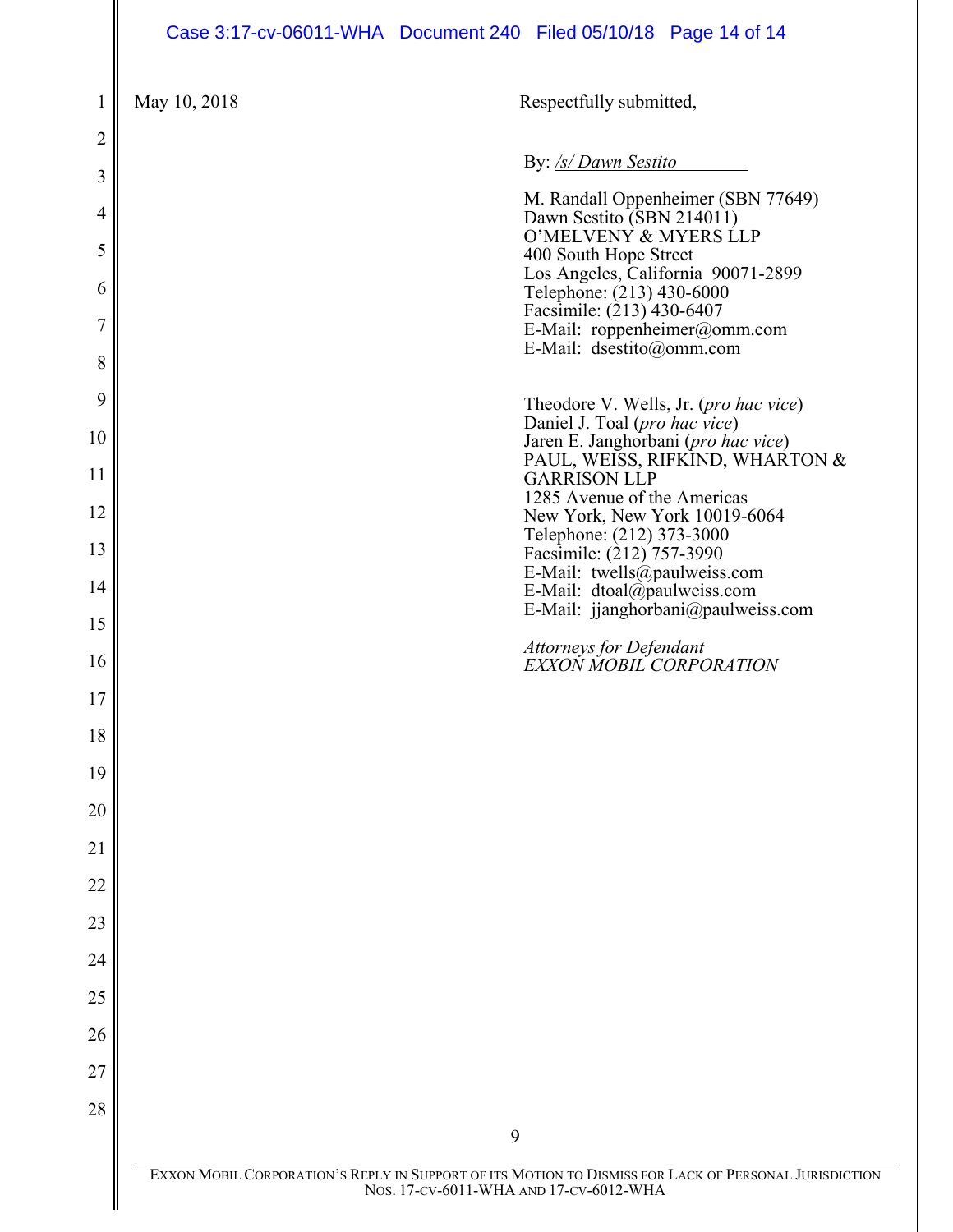May 10, 2018

Respectfully submitted,

By: */s/ Dawn Sestito*

M. Randall Oppenheimer (SBN 77649)
Dawn Sestito (SBN 214011)
O'MELVENY & MYERS LLP
400 South Hope Street
Los Angeles, California 90071-2899
Telephone: (213) 430-6000
Facsimile: (213) 430-6407
E-Mail: roppenheimer@omm.com
E-Mail: dsestito@omm.com

Theodore V. Wells, Jr. (*pro hac vice*)
Daniel J. Toal (*pro hac vice*)
Jaren E. Janghorbani (*pro hac vice*)
PAUL, WEISS, RIFKIND, WHARTON & GARRISON LLP
1285 Avenue of the Americas
New York, New York 10019-6064
Telephone: (212) 373-3000
Facsimile: (212) 757-3990
E-Mail: twells@paulweiss.com
E-Mail: dtoal@paulweiss.com
E-Mail: jjanghorbani@paulweiss.com

*Attorneys for Defendant*
*EXXON MOBIL CORPORATION*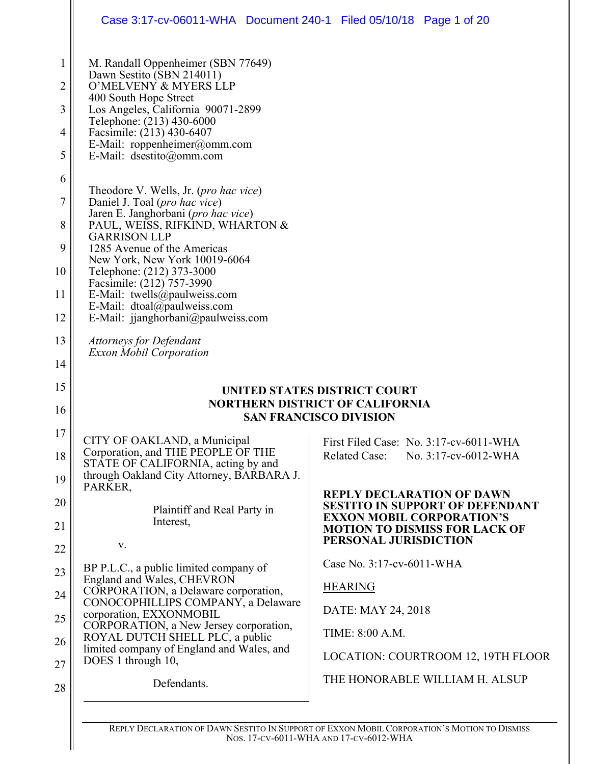M. Randall Oppenheimer (SBN 77649)
Dawn Sestito (SBN 214011)
O'MELVENY & MYERS LLP
400 South Hope Street
Los Angeles, California 90071-2899
Telephone: (213) 430-6000
Facsimile: (213) 430-6407
E-Mail: roppenheimer@omm.com
E-Mail: dsestito@omm.com

Theodore V. Wells, Jr. (*pro hac vice*)
Daniel J. Toal (*pro hac vice*)
Jaren E. Janghorbani (*pro hac vice*)
PAUL, WEISS, RIFKIND, WHARTON & GARRISON LLP
1285 Avenue of the Americas
New York, New York 10019-6064
Telephone: (212) 373-3000
Facsimile: (212) 757-3990
E-Mail: twells@paulweiss.com
E-Mail: dtoal@paulweiss.com
E-Mail: jjanghorbani@paulweiss.com

*Attorneys for Defendant Exxon Mobil Corporation*

**UNITED STATES DISTRICT COURT**
**NORTHERN DISTRICT OF CALIFORNIA**
**SAN FRANCISCO DIVISION**

CITY OF OAKLAND, a Municipal Corporation, and THE PEOPLE OF THE STATE OF CALIFORNIA, acting by and through Oakland City Attorney, BARBARA J. PARKER,

Plaintiff and Real Party in Interest,

v.

BP P.L.C., a public limited company of England and Wales, CHEVRON CORPORATION, a Delaware corporation, CONOCOPHILLIPS COMPANY, a Delaware corporation, EXXONMOBIL CORPORATION, a New Jersey corporation, ROYAL DUTCH SHELL PLC, a public limited company of England and Wales, and DOES 1 through 10,

Defendants.

First Filed Case: No. 3:17-cv-6011-WHA
Related Case: No. 3:17-cv-6012-WHA

**REPLY DECLARATION OF DAWN SESTITO IN SUPPORT OF DEFENDANT EXXON MOBIL CORPORATION'S MOTION TO DISMISS FOR LACK OF PERSONAL JURISDICTION**

Case No. 3:17-cv-6011-WHA

HEARING

DATE: MAY 24, 2018

TIME: 8:00 A.M.

LOCATION: COURTROOM 12, 19TH FLOOR

THE HONORABLE WILLIAM H. ALSUP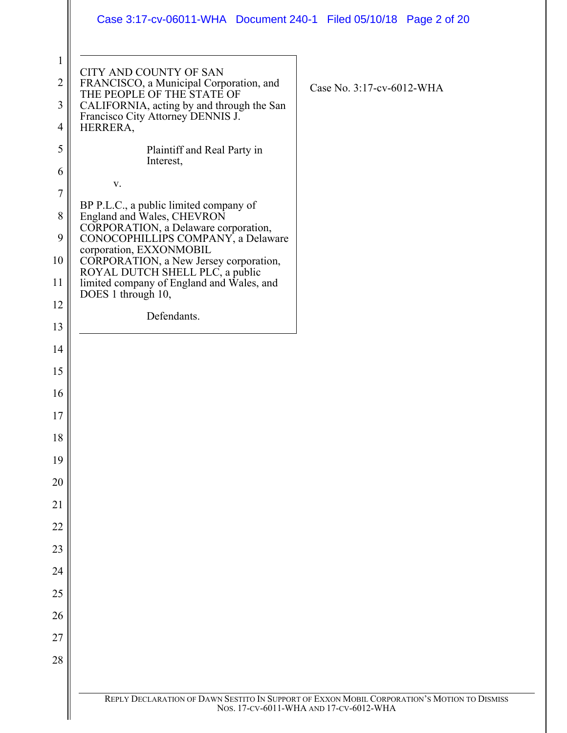CITY AND COUNTY OF SAN FRANCISCO, a Municipal Corporation, and THE PEOPLE OF THE STATE OF CALIFORNIA, acting by and through the San Francisco City Attorney DENNIS J. HERRERA,

Plaintiff and Real Party in Interest,

v.

BP P.L.C., a public limited company of England and Wales, CHEVRON CORPORATION, a Delaware corporation, CONOCOPHILLIPS COMPANY, a Delaware corporation, EXXONMOBIL CORPORATION, a New Jersey corporation, ROYAL DUTCH SHELL PLC, a public limited company of England and Wales, and DOES 1 through 10,

Defendants.

Case No. 3:17-cv-6012-WHA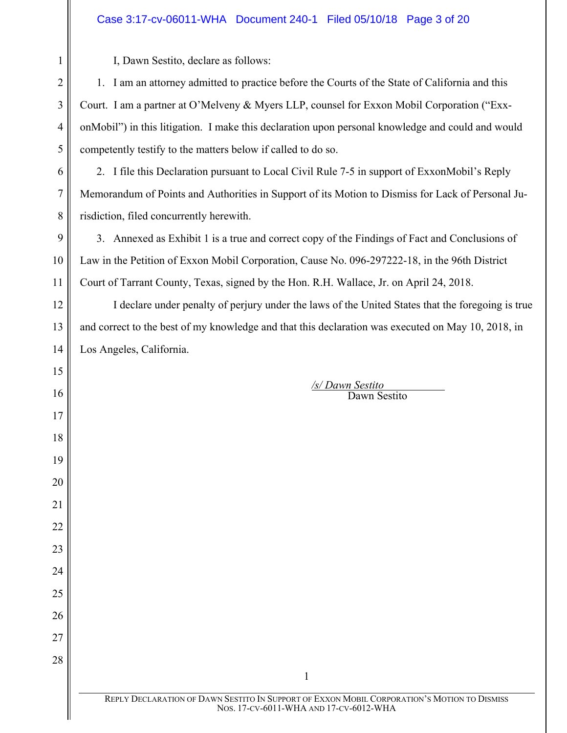I, Dawn Sestito, declare as follows:

1. I am an attorney admitted to practice before the Courts of the State of California and this Court. I am a partner at O'Melveny & Myers LLP, counsel for Exxon Mobil Corporation ("ExxonMobil") in this litigation. I make this declaration upon personal knowledge and could and would competently testify to the matters below if called to do so.

2. I file this Declaration pursuant to Local Civil Rule 7-5 in support of ExxonMobil's Reply Memorandum of Points and Authorities in Support of its Motion to Dismiss for Lack of Personal Jurisdiction, filed concurrently herewith.

3. Annexed as Exhibit 1 is a true and correct copy of the Findings of Fact and Conclusions of Law in the Petition of Exxon Mobil Corporation, Cause No. 096-297222-18, in the 96th District Court of Tarrant County, Texas, signed by the Hon. R.H. Wallace, Jr. on April 24, 2018.

I declare under penalty of perjury under the laws of the United States that the foregoing is true and correct to the best of my knowledge and that this declaration was executed on May 10, 2018, in Los Angeles, California.

*/s/ Dawn Sestito*
Dawn Sestito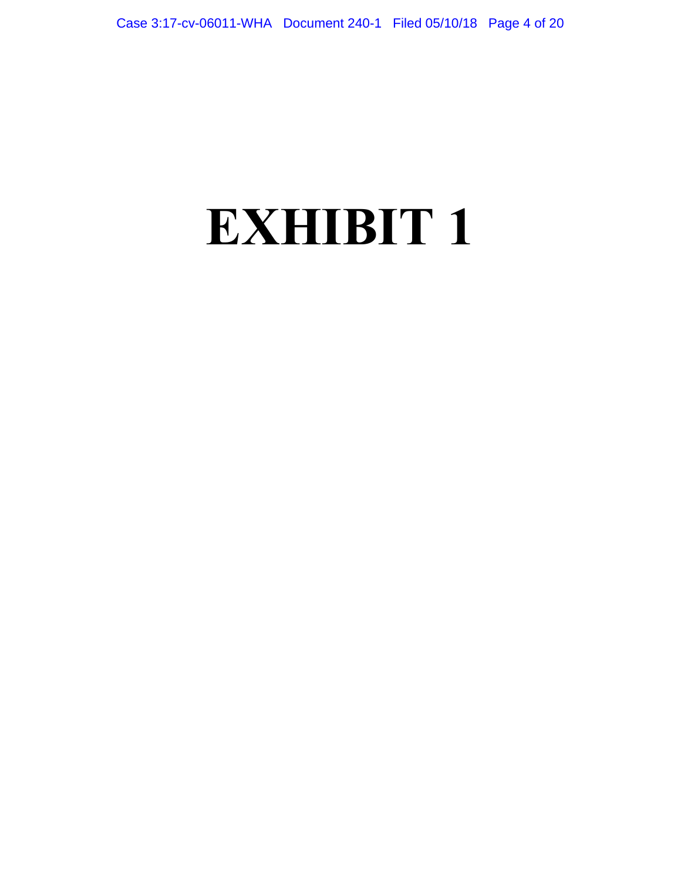# EXHIBIT 1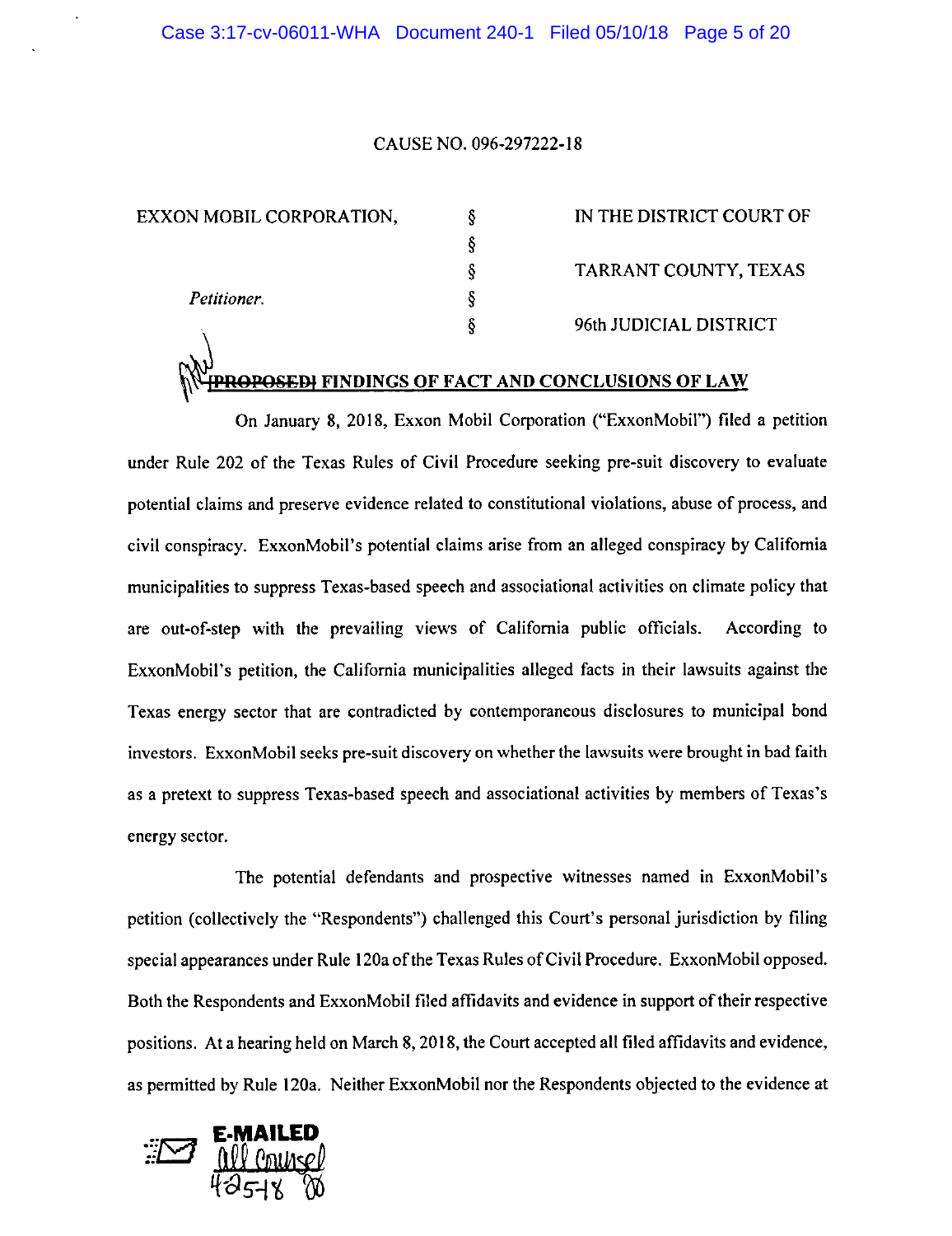CAUSE NO. 096-297222-18

| | | |
|---|---|---|
| EXXON MOBIL CORPORATION, | § | IN THE DISTRICT COURT OF |
| | § | |
| | § | TARRANT COUNTY, TEXAS |
| *Petitioner.* | § | |
| | § | 96th JUDICIAL DISTRICT |

## ~~[PROPOSED]~~ FINDINGS OF FACT AND CONCLUSIONS OF LAW

On January 8, 2018, Exxon Mobil Corporation ("ExxonMobil") filed a petition under Rule 202 of the Texas Rules of Civil Procedure seeking pre-suit discovery to evaluate potential claims and preserve evidence related to constitutional violations, abuse of process, and civil conspiracy. ExxonMobil's potential claims arise from an alleged conspiracy by California municipalities to suppress Texas-based speech and associational activities on climate policy that are out-of-step with the prevailing views of California public officials. According to ExxonMobil's petition, the California municipalities alleged facts in their lawsuits against the Texas energy sector that are contradicted by contemporaneous disclosures to municipal bond investors. ExxonMobil seeks pre-suit discovery on whether the lawsuits were brought in bad faith as a pretext to suppress Texas-based speech and associational activities by members of Texas's energy sector.

The potential defendants and prospective witnesses named in ExxonMobil's petition (collectively the "Respondents") challenged this Court's personal jurisdiction by filing special appearances under Rule 120a of the Texas Rules of Civil Procedure. ExxonMobil opposed. Both the Respondents and ExxonMobil filed affidavits and evidence in support of their respective positions. At a hearing held on March 8, 2018, the Court accepted all filed affidavits and evidence, as permitted by Rule 120a. Neither ExxonMobil nor the Respondents objected to the evidence at

E-MAILED
All Counsel
4-25-18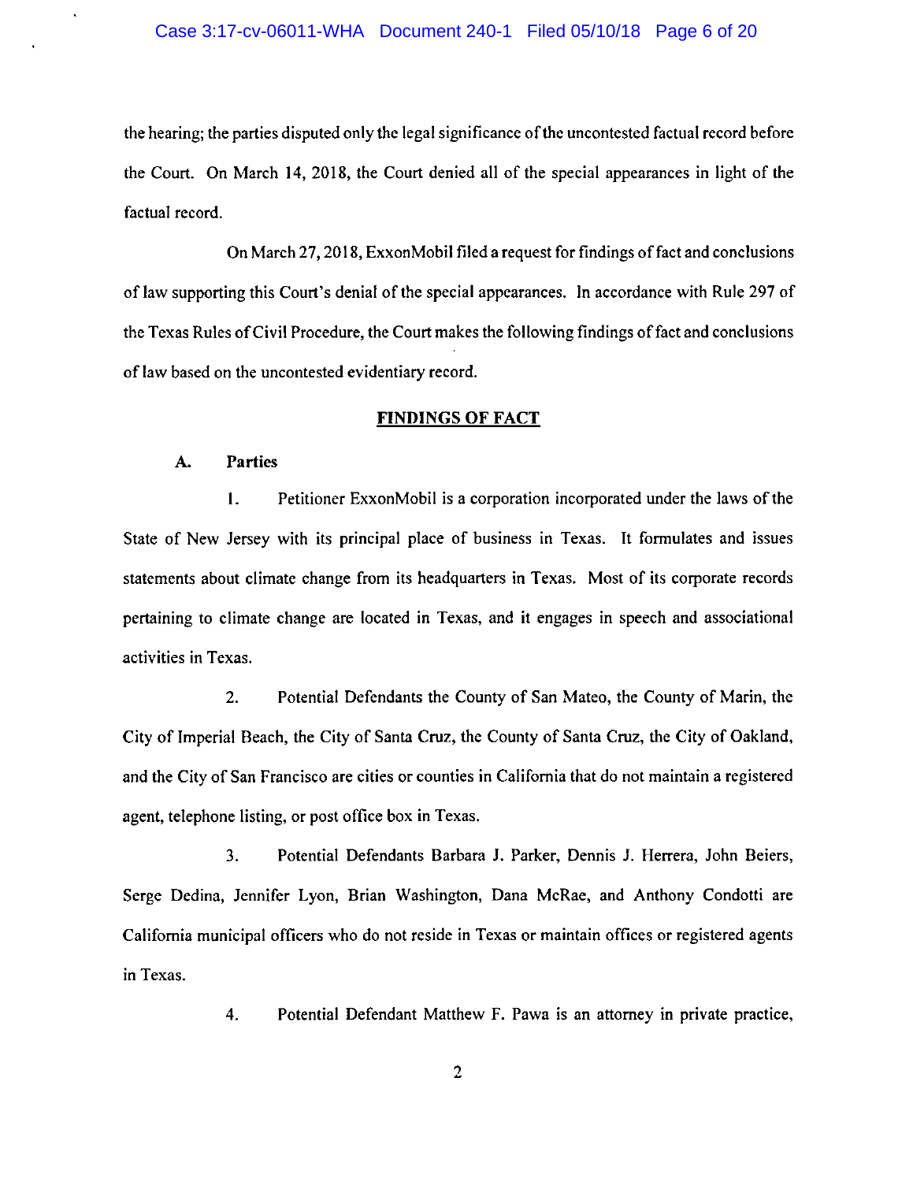the hearing; the parties disputed only the legal significance of the uncontested factual record before the Court. On March 14, 2018, the Court denied all of the special appearances in light of the factual record.

On March 27, 2018, ExxonMobil filed a request for findings of fact and conclusions of law supporting this Court's denial of the special appearances. In accordance with Rule 297 of the Texas Rules of Civil Procedure, the Court makes the following findings of fact and conclusions of law based on the uncontested evidentiary record.

## FINDINGS OF FACT

### A. Parties

1. Petitioner ExxonMobil is a corporation incorporated under the laws of the State of New Jersey with its principal place of business in Texas. It formulates and issues statements about climate change from its headquarters in Texas. Most of its corporate records pertaining to climate change are located in Texas, and it engages in speech and associational activities in Texas.

2. Potential Defendants the County of San Mateo, the County of Marin, the City of Imperial Beach, the City of Santa Cruz, the County of Santa Cruz, the City of Oakland, and the City of San Francisco are cities or counties in California that do not maintain a registered agent, telephone listing, or post office box in Texas.

3. Potential Defendants Barbara J. Parker, Dennis J. Herrera, John Beiers, Serge Dedina, Jennifer Lyon, Brian Washington, Dana McRae, and Anthony Condotti are California municipal officers who do not reside in Texas or maintain offices or registered agents in Texas.

4. Potential Defendant Matthew F. Pawa is an attorney in private practice,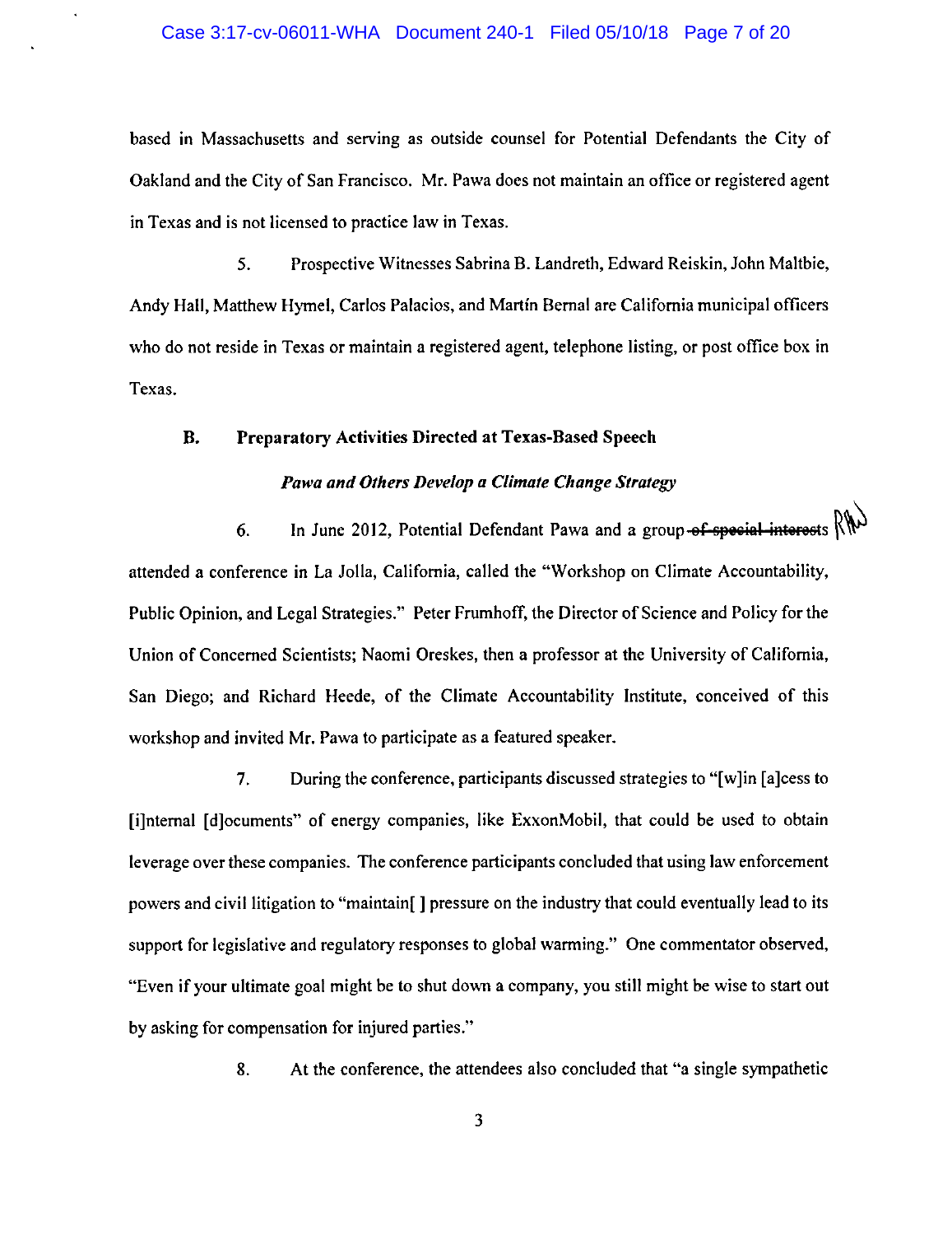based in Massachusetts and serving as outside counsel for Potential Defendants the City of Oakland and the City of San Francisco. Mr. Pawa does not maintain an office or registered agent in Texas and is not licensed to practice law in Texas.

5. Prospective Witnesses Sabrina B. Landreth, Edward Reiskin, John Maltbie, Andy Hall, Matthew Hymel, Carlos Palacios, and Martín Bernal are California municipal officers who do not reside in Texas or maintain a registered agent, telephone listing, or post office box in Texas.

## B. Preparatory Activities Directed at Texas-Based Speech

### *Pawa and Others Develop a Climate Change Strategy*

6. In June 2012, Potential Defendant Pawa and a group ~~of special interests~~ RW attended a conference in La Jolla, California, called the "Workshop on Climate Accountability, Public Opinion, and Legal Strategies." Peter Frumhoff, the Director of Science and Policy for the Union of Concerned Scientists; Naomi Oreskes, then a professor at the University of California, San Diego; and Richard Heede, of the Climate Accountability Institute, conceived of this workshop and invited Mr. Pawa to participate as a featured speaker.

7. During the conference, participants discussed strategies to "[w]in [a]cess to [i]nternal [d]ocuments" of energy companies, like ExxonMobil, that could be used to obtain leverage over these companies. The conference participants concluded that using law enforcement powers and civil litigation to "maintain[ ] pressure on the industry that could eventually lead to its support for legislative and regulatory responses to global warming." One commentator observed, "Even if your ultimate goal might be to shut down a company, you still might be wise to start out by asking for compensation for injured parties."

8. At the conference, the attendees also concluded that "a single sympathetic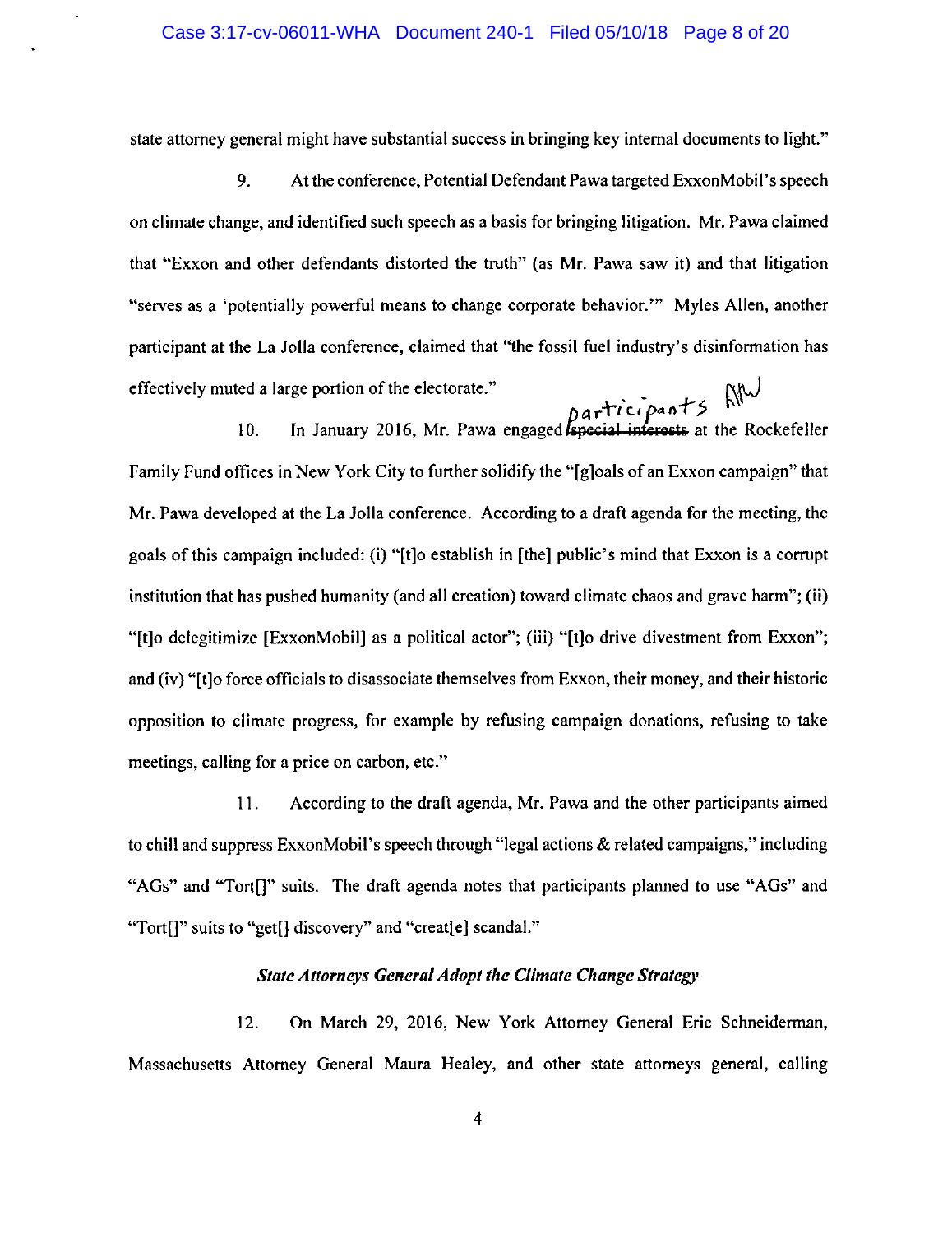state attorney general might have substantial success in bringing key internal documents to light."

9. At the conference, Potential Defendant Pawa targeted ExxonMobil's speech on climate change, and identified such speech as a basis for bringing litigation. Mr. Pawa claimed that "Exxon and other defendants distorted the truth" (as Mr. Pawa saw it) and that litigation "serves as a 'potentially powerful means to change corporate behavior.'" Myles Allen, another participant at the La Jolla conference, claimed that "the fossil fuel industry's disinformation has effectively muted a large portion of the electorate."

10. In January 2016, Mr. Pawa engaged ~~special interests~~ participants AW at the Rockefeller Family Fund offices in New York City to further solidify the "[g]oals of an Exxon campaign" that Mr. Pawa developed at the La Jolla conference. According to a draft agenda for the meeting, the goals of this campaign included: (i) "[t]o establish in [the] public's mind that Exxon is a corrupt institution that has pushed humanity (and all creation) toward climate chaos and grave harm"; (ii) "[t]o delegitimize [ExxonMobil] as a political actor"; (iii) "[t]o drive divestment from Exxon"; and (iv) "[t]o force officials to disassociate themselves from Exxon, their money, and their historic opposition to climate progress, for example by refusing campaign donations, refusing to take meetings, calling for a price on carbon, etc."

11. According to the draft agenda, Mr. Pawa and the other participants aimed to chill and suppress ExxonMobil's speech through "legal actions & related campaigns," including "AGs" and "Tort[]" suits. The draft agenda notes that participants planned to use "AGs" and "Tort[]" suits to "get[] discovery" and "creat[e] scandal."

### *State Attorneys General Adopt the Climate Change Strategy*

12. On March 29, 2016, New York Attorney General Eric Schneiderman, Massachusetts Attorney General Maura Healey, and other state attorneys general, calling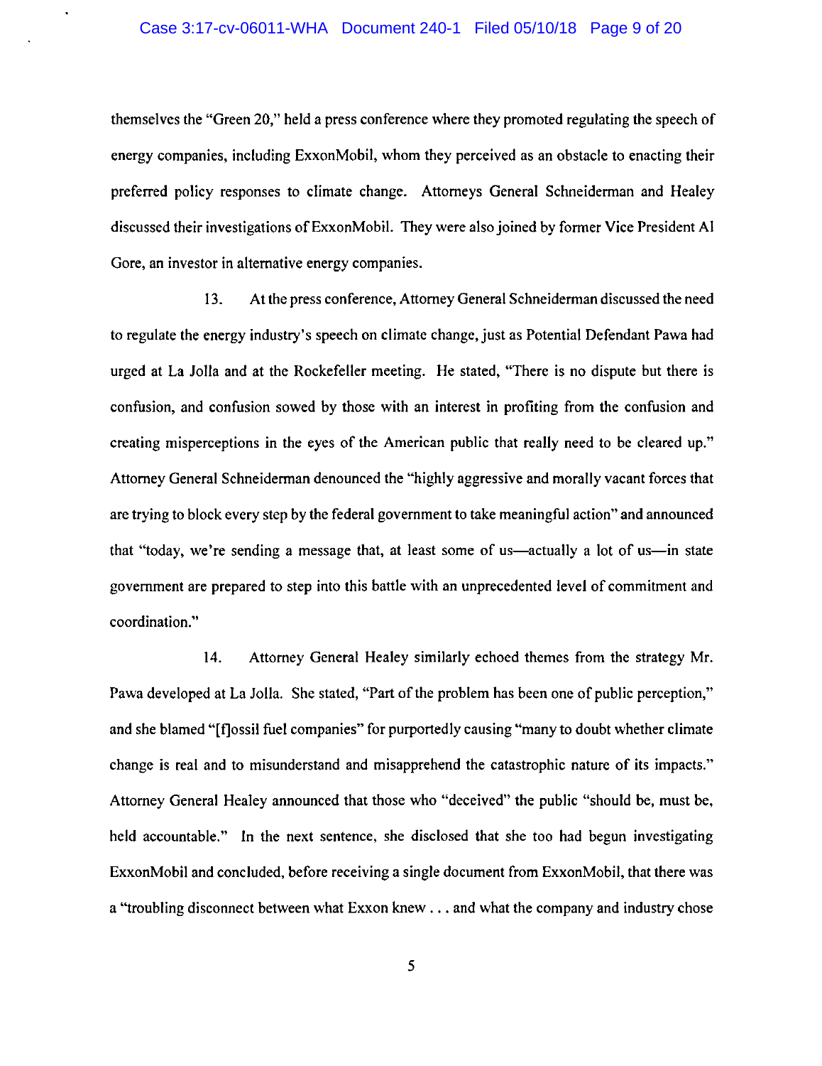themselves the "Green 20," held a press conference where they promoted regulating the speech of energy companies, including ExxonMobil, whom they perceived as an obstacle to enacting their preferred policy responses to climate change. Attorneys General Schneiderman and Healey discussed their investigations of ExxonMobil. They were also joined by former Vice President Al Gore, an investor in alternative energy companies.

13. At the press conference, Attorney General Schneiderman discussed the need to regulate the energy industry's speech on climate change, just as Potential Defendant Pawa had urged at La Jolla and at the Rockefeller meeting. He stated, "There is no dispute but there is confusion, and confusion sowed by those with an interest in profiting from the confusion and creating misperceptions in the eyes of the American public that really need to be cleared up." Attorney General Schneiderman denounced the "highly aggressive and morally vacant forces that are trying to block every step by the federal government to take meaningful action" and announced that "today, we're sending a message that, at least some of us—actually a lot of us—in state government are prepared to step into this battle with an unprecedented level of commitment and coordination."

14. Attorney General Healey similarly echoed themes from the strategy Mr. Pawa developed at La Jolla. She stated, "Part of the problem has been one of public perception," and she blamed "[f]ossil fuel companies" for purportedly causing "many to doubt whether climate change is real and to misunderstand and misapprehend the catastrophic nature of its impacts." Attorney General Healey announced that those who "deceived" the public "should be, must be, held accountable." In the next sentence, she disclosed that she too had begun investigating ExxonMobil and concluded, before receiving a single document from ExxonMobil, that there was a "troubling disconnect between what Exxon knew . . . and what the company and industry chose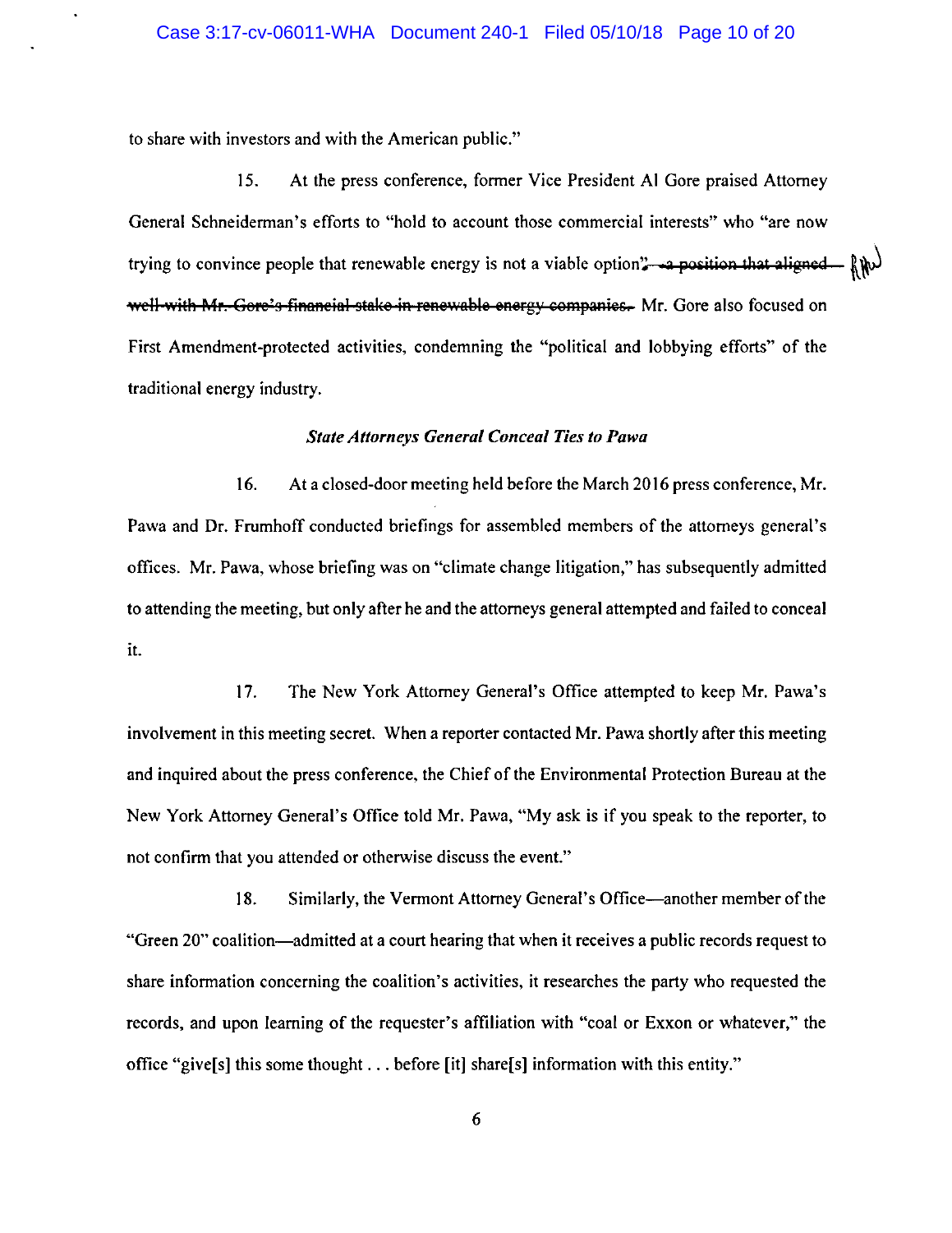to share with investors and with the American public."

15. At the press conference, former Vice President Al Gore praised Attorney General Schneiderman's efforts to "hold to account those commercial interests" who "are now trying to convince people that renewable energy is not a viable option"~~— a position that aligned well with Mr. Gore's financial stake in renewable energy companies.~~ Mr. Gore also focused on First Amendment-protected activities, condemning the "political and lobbying efforts" of the traditional energy industry.

### *State Attorneys General Conceal Ties to Pawa*

16. At a closed-door meeting held before the March 2016 press conference, Mr. Pawa and Dr. Frumhoff conducted briefings for assembled members of the attorneys general's offices. Mr. Pawa, whose briefing was on "climate change litigation," has subsequently admitted to attending the meeting, but only after he and the attorneys general attempted and failed to conceal it.

17. The New York Attorney General's Office attempted to keep Mr. Pawa's involvement in this meeting secret. When a reporter contacted Mr. Pawa shortly after this meeting and inquired about the press conference, the Chief of the Environmental Protection Bureau at the New York Attorney General's Office told Mr. Pawa, "My ask is if you speak to the reporter, to not confirm that you attended or otherwise discuss the event."

18. Similarly, the Vermont Attorney General's Office—another member of the "Green 20" coalition—admitted at a court hearing that when it receives a public records request to share information concerning the coalition's activities, it researches the party who requested the records, and upon learning of the requester's affiliation with "coal or Exxon or whatever," the office "give[s] this some thought . . . before [it] share[s] information with this entity."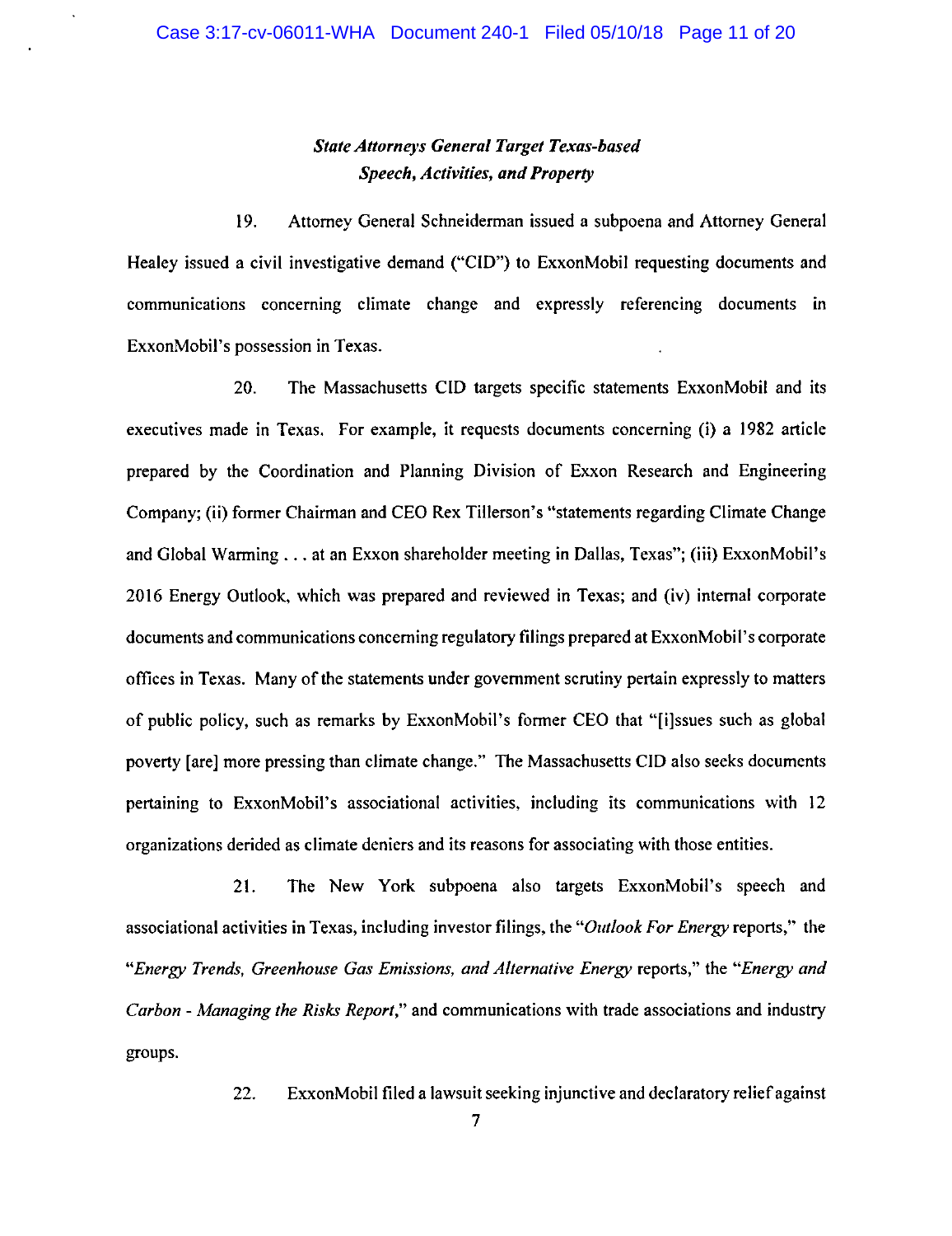### *State Attorneys General Target Texas-based Speech, Activities, and Property*

19. Attorney General Schneiderman issued a subpoena and Attorney General Healey issued a civil investigative demand ("CID") to ExxonMobil requesting documents and communications concerning climate change and expressly referencing documents in ExxonMobil's possession in Texas.

20. The Massachusetts CID targets specific statements ExxonMobil and its executives made in Texas. For example, it requests documents concerning (i) a 1982 article prepared by the Coordination and Planning Division of Exxon Research and Engineering Company; (ii) former Chairman and CEO Rex Tillerson's "statements regarding Climate Change and Global Warming . . . at an Exxon shareholder meeting in Dallas, Texas"; (iii) ExxonMobil's 2016 Energy Outlook, which was prepared and reviewed in Texas; and (iv) internal corporate documents and communications concerning regulatory filings prepared at ExxonMobil's corporate offices in Texas. Many of the statements under government scrutiny pertain expressly to matters of public policy, such as remarks by ExxonMobil's former CEO that "[i]ssues such as global poverty [are] more pressing than climate change." The Massachusetts CID also seeks documents pertaining to ExxonMobil's associational activities, including its communications with 12 organizations derided as climate deniers and its reasons for associating with those entities.

21. The New York subpoena also targets ExxonMobil's speech and associational activities in Texas, including investor filings, the "*Outlook For Energy* reports," the "*Energy Trends, Greenhouse Gas Emissions, and Alternative Energy* reports," the "*Energy and Carbon - Managing the Risks Report*," and communications with trade associations and industry groups.

22. ExxonMobil filed a lawsuit seeking injunctive and declaratory relief against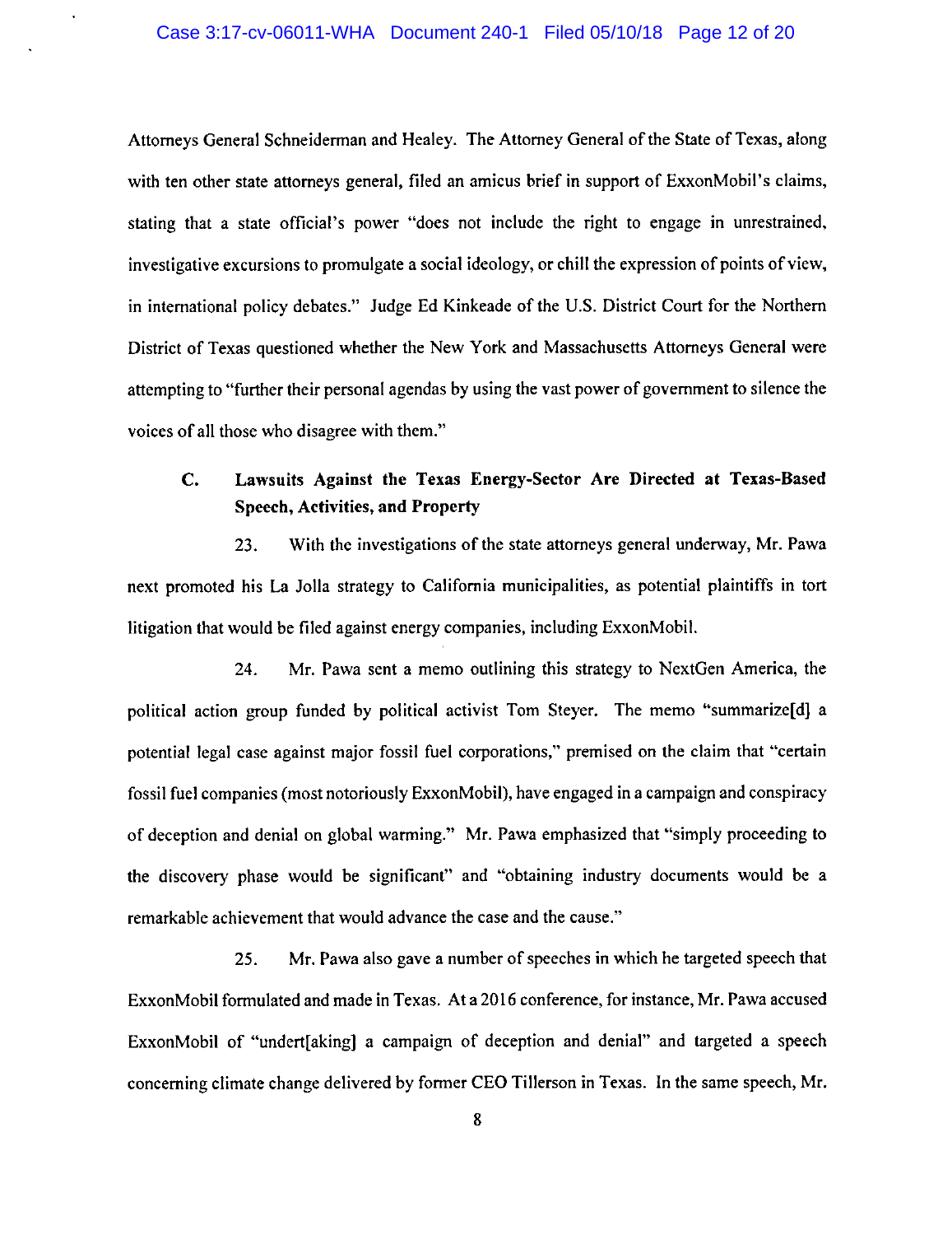Attorneys General Schneiderman and Healey. The Attorney General of the State of Texas, along with ten other state attorneys general, filed an amicus brief in support of ExxonMobil's claims, stating that a state official's power "does not include the right to engage in unrestrained, investigative excursions to promulgate a social ideology, or chill the expression of points of view, in international policy debates." Judge Ed Kinkeade of the U.S. District Court for the Northern District of Texas questioned whether the New York and Massachusetts Attorneys General were attempting to "further their personal agendas by using the vast power of government to silence the voices of all those who disagree with them."

### C. Lawsuits Against the Texas Energy-Sector Are Directed at Texas-Based Speech, Activities, and Property

23. With the investigations of the state attorneys general underway, Mr. Pawa next promoted his La Jolla strategy to California municipalities, as potential plaintiffs in tort litigation that would be filed against energy companies, including ExxonMobil.

24. Mr. Pawa sent a memo outlining this strategy to NextGen America, the political action group funded by political activist Tom Steyer. The memo "summarize[d] a potential legal case against major fossil fuel corporations," premised on the claim that "certain fossil fuel companies (most notoriously ExxonMobil), have engaged in a campaign and conspiracy of deception and denial on global warming." Mr. Pawa emphasized that "simply proceeding to the discovery phase would be significant" and "obtaining industry documents would be a remarkable achievement that would advance the case and the cause."

25. Mr. Pawa also gave a number of speeches in which he targeted speech that ExxonMobil formulated and made in Texas. At a 2016 conference, for instance, Mr. Pawa accused ExxonMobil of "undert[aking] a campaign of deception and denial" and targeted a speech concerning climate change delivered by former CEO Tillerson in Texas. In the same speech, Mr.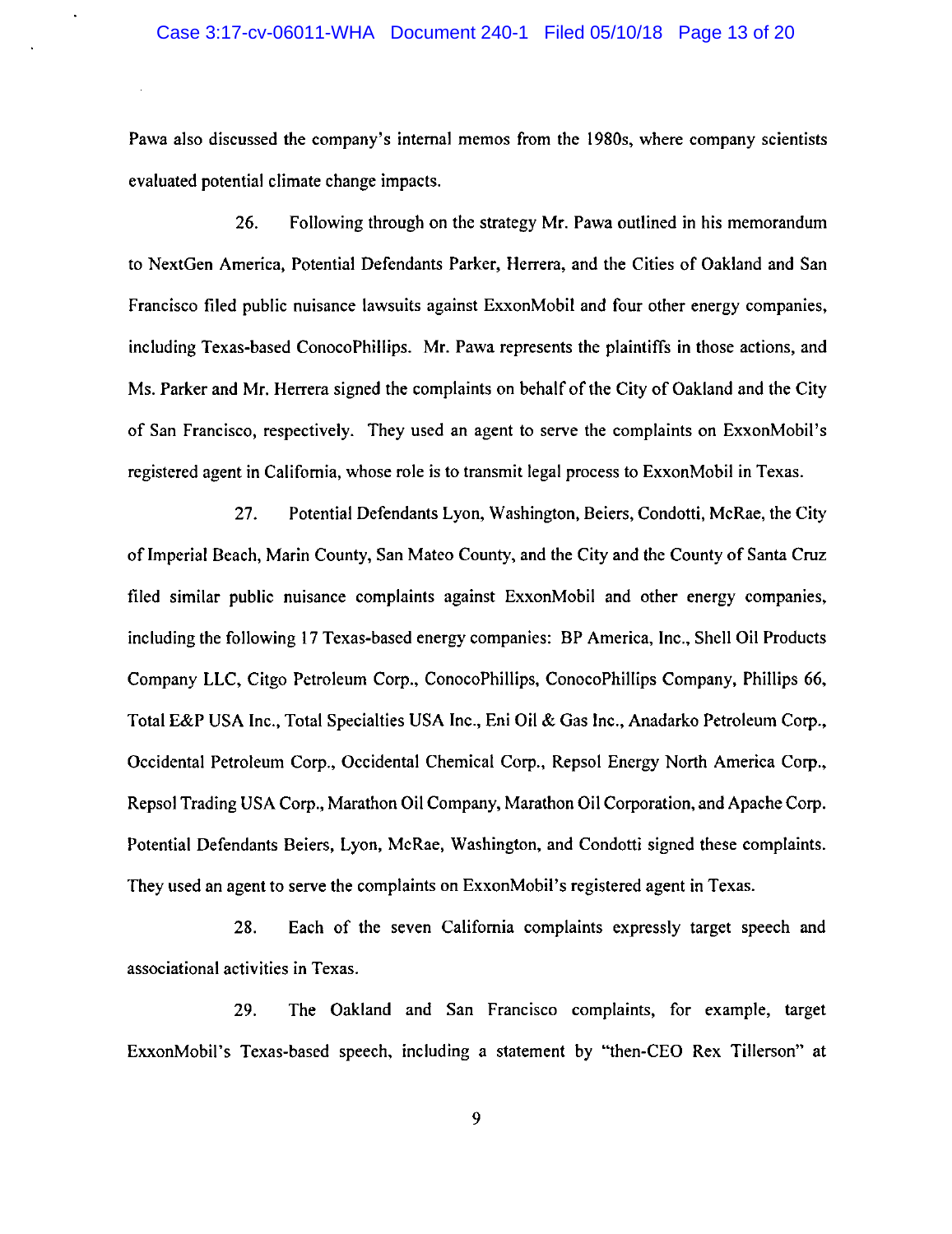Pawa also discussed the company's internal memos from the 1980s, where company scientists evaluated potential climate change impacts.

26. Following through on the strategy Mr. Pawa outlined in his memorandum to NextGen America, Potential Defendants Parker, Herrera, and the Cities of Oakland and San Francisco filed public nuisance lawsuits against ExxonMobil and four other energy companies, including Texas-based ConocoPhillips. Mr. Pawa represents the plaintiffs in those actions, and Ms. Parker and Mr. Herrera signed the complaints on behalf of the City of Oakland and the City of San Francisco, respectively. They used an agent to serve the complaints on ExxonMobil's registered agent in California, whose role is to transmit legal process to ExxonMobil in Texas.

27. Potential Defendants Lyon, Washington, Beiers, Condotti, McRae, the City of Imperial Beach, Marin County, San Mateo County, and the City and the County of Santa Cruz filed similar public nuisance complaints against ExxonMobil and other energy companies, including the following 17 Texas-based energy companies: BP America, Inc., Shell Oil Products Company LLC, Citgo Petroleum Corp., ConocoPhillips, ConocoPhillips Company, Phillips 66, Total E&P USA Inc., Total Specialties USA Inc., Eni Oil & Gas Inc., Anadarko Petroleum Corp., Occidental Petroleum Corp., Occidental Chemical Corp., Repsol Energy North America Corp., Repsol Trading USA Corp., Marathon Oil Company, Marathon Oil Corporation, and Apache Corp. Potential Defendants Beiers, Lyon, McRae, Washington, and Condotti signed these complaints. They used an agent to serve the complaints on ExxonMobil's registered agent in Texas.

28. Each of the seven California complaints expressly target speech and associational activities in Texas.

29. The Oakland and San Francisco complaints, for example, target ExxonMobil's Texas-based speech, including a statement by "then-CEO Rex Tillerson" at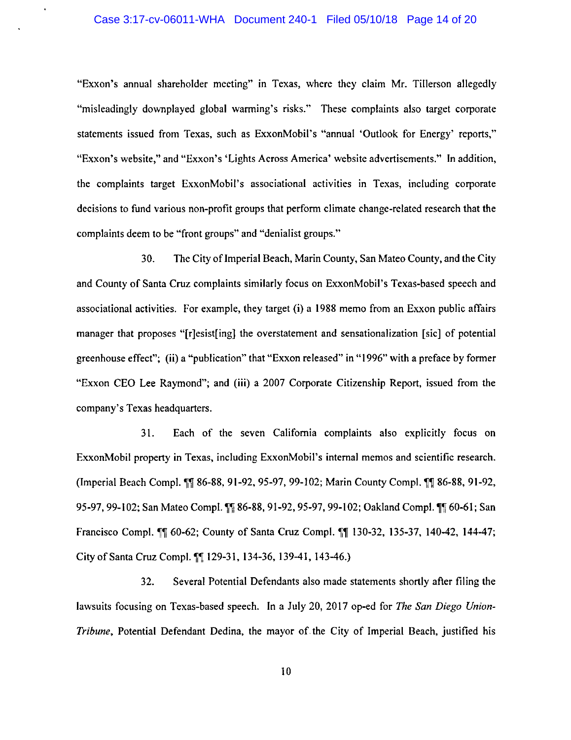"Exxon's annual shareholder meeting" in Texas, where they claim Mr. Tillerson allegedly "misleadingly downplayed global warming's risks." These complaints also target corporate statements issued from Texas, such as ExxonMobil's "annual 'Outlook for Energy' reports," "Exxon's website," and "Exxon's 'Lights Across America' website advertisements." In addition, the complaints target ExxonMobil's associational activities in Texas, including corporate decisions to fund various non-profit groups that perform climate change-related research that the complaints deem to be "front groups" and "denialist groups."

30. The City of Imperial Beach, Marin County, San Mateo County, and the City and County of Santa Cruz complaints similarly focus on ExxonMobil's Texas-based speech and associational activities. For example, they target (i) a 1988 memo from an Exxon public affairs manager that proposes "[r]esist[ing] the overstatement and sensationalization [sic] of potential greenhouse effect"; (ii) a "publication" that "Exxon released" in "1996" with a preface by former "Exxon CEO Lee Raymond"; and (iii) a 2007 Corporate Citizenship Report, issued from the company's Texas headquarters.

31. Each of the seven California complaints also explicitly focus on ExxonMobil property in Texas, including ExxonMobil's internal memos and scientific research. (Imperial Beach Compl. ¶¶ 86-88, 91-92, 95-97, 99-102; Marin County Compl. ¶¶ 86-88, 91-92, 95-97, 99-102; San Mateo Compl. ¶¶ 86-88, 91-92, 95-97, 99-102; Oakland Compl. ¶¶ 60-61; San Francisco Compl. ¶¶ 60-62; County of Santa Cruz Compl. ¶¶ 130-32, 135-37, 140-42, 144-47; City of Santa Cruz Compl. ¶¶ 129-31, 134-36, 139-41, 143-46.)

32. Several Potential Defendants also made statements shortly after filing the lawsuits focusing on Texas-based speech. In a July 20, 2017 op-ed for *The San Diego Union-Tribune*, Potential Defendant Dedina, the mayor of the City of Imperial Beach, justified his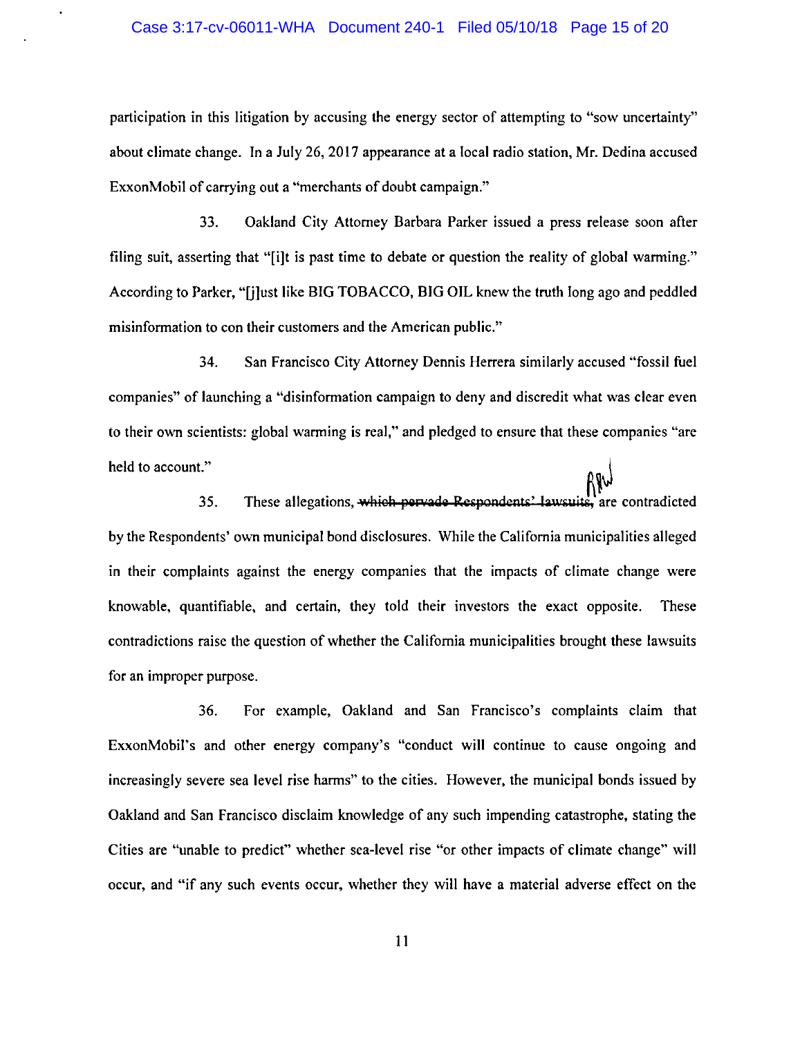participation in this litigation by accusing the energy sector of attempting to "sow uncertainty" about climate change. In a July 26, 2017 appearance at a local radio station, Mr. Dedina accused ExxonMobil of carrying out a "merchants of doubt campaign."

33. Oakland City Attorney Barbara Parker issued a press release soon after filing suit, asserting that "[i]t is past time to debate or question the reality of global warming." According to Parker, "[j]ust like BIG TOBACCO, BIG OIL knew the truth long ago and peddled misinformation to con their customers and the American public."

34. San Francisco City Attorney Dennis Herrera similarly accused "fossil fuel companies" of launching a "disinformation campaign to deny and discredit what was clear even to their own scientists: global warming is real," and pledged to ensure that these companies "are held to account."

35. These allegations, ~~which pervade Respondents' lawsuits,~~ are contradicted by the Respondents' own municipal bond disclosures. While the California municipalities alleged in their complaints against the energy companies that the impacts of climate change were knowable, quantifiable, and certain, they told their investors the exact opposite. These contradictions raise the question of whether the California municipalities brought these lawsuits for an improper purpose.

36. For example, Oakland and San Francisco's complaints claim that ExxonMobil's and other energy company's "conduct will continue to cause ongoing and increasingly severe sea level rise harms" to the cities. However, the municipal bonds issued by Oakland and San Francisco disclaim knowledge of any such impending catastrophe, stating the Cities are "unable to predict" whether sea-level rise "or other impacts of climate change" will occur, and "if any such events occur, whether they will have a material adverse effect on the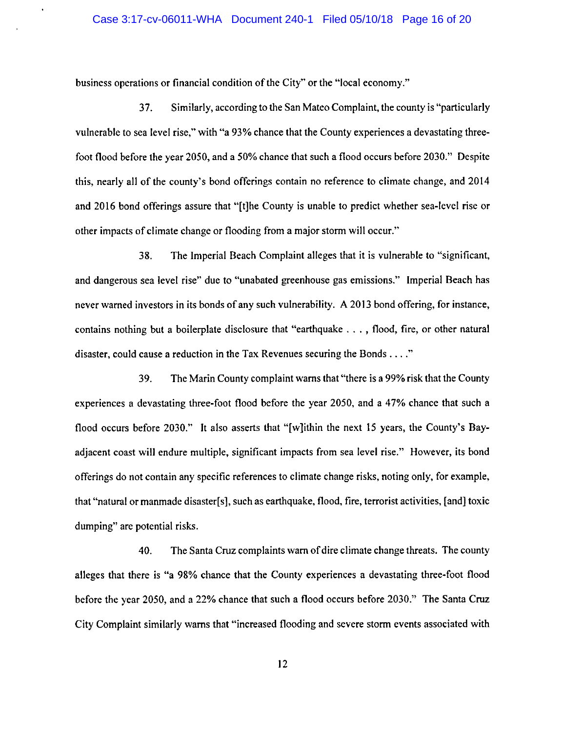business operations or financial condition of the City" or the "local economy."

37. Similarly, according to the San Mateo Complaint, the county is "particularly vulnerable to sea level rise," with "a 93% chance that the County experiences a devastating three-foot flood before the year 2050, and a 50% chance that such a flood occurs before 2030." Despite this, nearly all of the county's bond offerings contain no reference to climate change, and 2014 and 2016 bond offerings assure that "[t]he County is unable to predict whether sea-level rise or other impacts of climate change or flooding from a major storm will occur."

38. The Imperial Beach Complaint alleges that it is vulnerable to "significant, and dangerous sea level rise" due to "unabated greenhouse gas emissions." Imperial Beach has never warned investors in its bonds of any such vulnerability. A 2013 bond offering, for instance, contains nothing but a boilerplate disclosure that "earthquake . . . , flood, fire, or other natural disaster, could cause a reduction in the Tax Revenues securing the Bonds . . . ."

39. The Marin County complaint warns that "there is a 99% risk that the County experiences a devastating three-foot flood before the year 2050, and a 47% chance that such a flood occurs before 2030." It also asserts that "[w]ithin the next 15 years, the County's Bay-adjacent coast will endure multiple, significant impacts from sea level rise." However, its bond offerings do not contain any specific references to climate change risks, noting only, for example, that "natural or manmade disaster[s], such as earthquake, flood, fire, terrorist activities, [and] toxic dumping" are potential risks.

40. The Santa Cruz complaints warn of dire climate change threats. The county alleges that there is "a 98% chance that the County experiences a devastating three-foot flood before the year 2050, and a 22% chance that such a flood occurs before 2030." The Santa Cruz City Complaint similarly warns that "increased flooding and severe storm events associated with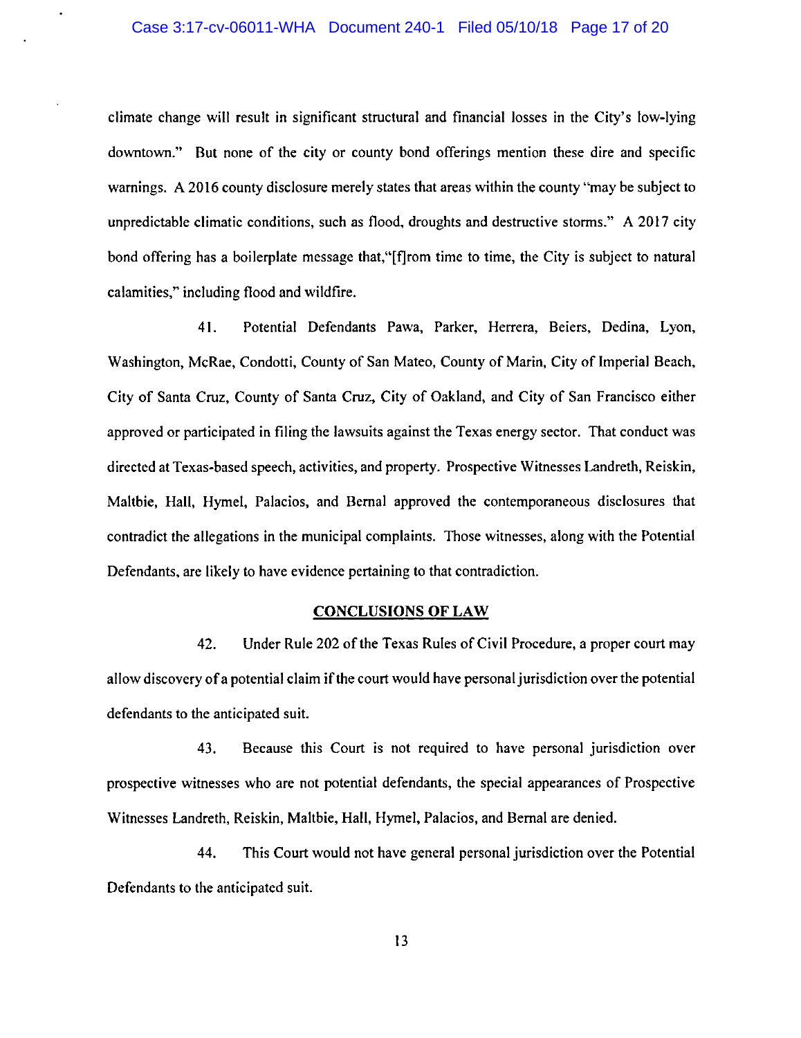climate change will result in significant structural and financial losses in the City's low-lying downtown." But none of the city or county bond offerings mention these dire and specific warnings. A 2016 county disclosure merely states that areas within the county "may be subject to unpredictable climatic conditions, such as flood, droughts and destructive storms." A 2017 city bond offering has a boilerplate message that,"[f]rom time to time, the City is subject to natural calamities," including flood and wildfire.

41. Potential Defendants Pawa, Parker, Herrera, Beiers, Dedina, Lyon, Washington, McRae, Condotti, County of San Mateo, County of Marin, City of Imperial Beach, City of Santa Cruz, County of Santa Cruz, City of Oakland, and City of San Francisco either approved or participated in filing the lawsuits against the Texas energy sector. That conduct was directed at Texas-based speech, activities, and property. Prospective Witnesses Landreth, Reiskin, Maltbie, Hall, Hymel, Palacios, and Bernal approved the contemporaneous disclosures that contradict the allegations in the municipal complaints. Those witnesses, along with the Potential Defendants, are likely to have evidence pertaining to that contradiction.

## CONCLUSIONS OF LAW

42. Under Rule 202 of the Texas Rules of Civil Procedure, a proper court may allow discovery of a potential claim if the court would have personal jurisdiction over the potential defendants to the anticipated suit.

43. Because this Court is not required to have personal jurisdiction over prospective witnesses who are not potential defendants, the special appearances of Prospective Witnesses Landreth, Reiskin, Maltbie, Hall, Hymel, Palacios, and Bernal are denied.

44. This Court would not have general personal jurisdiction over the Potential Defendants to the anticipated suit.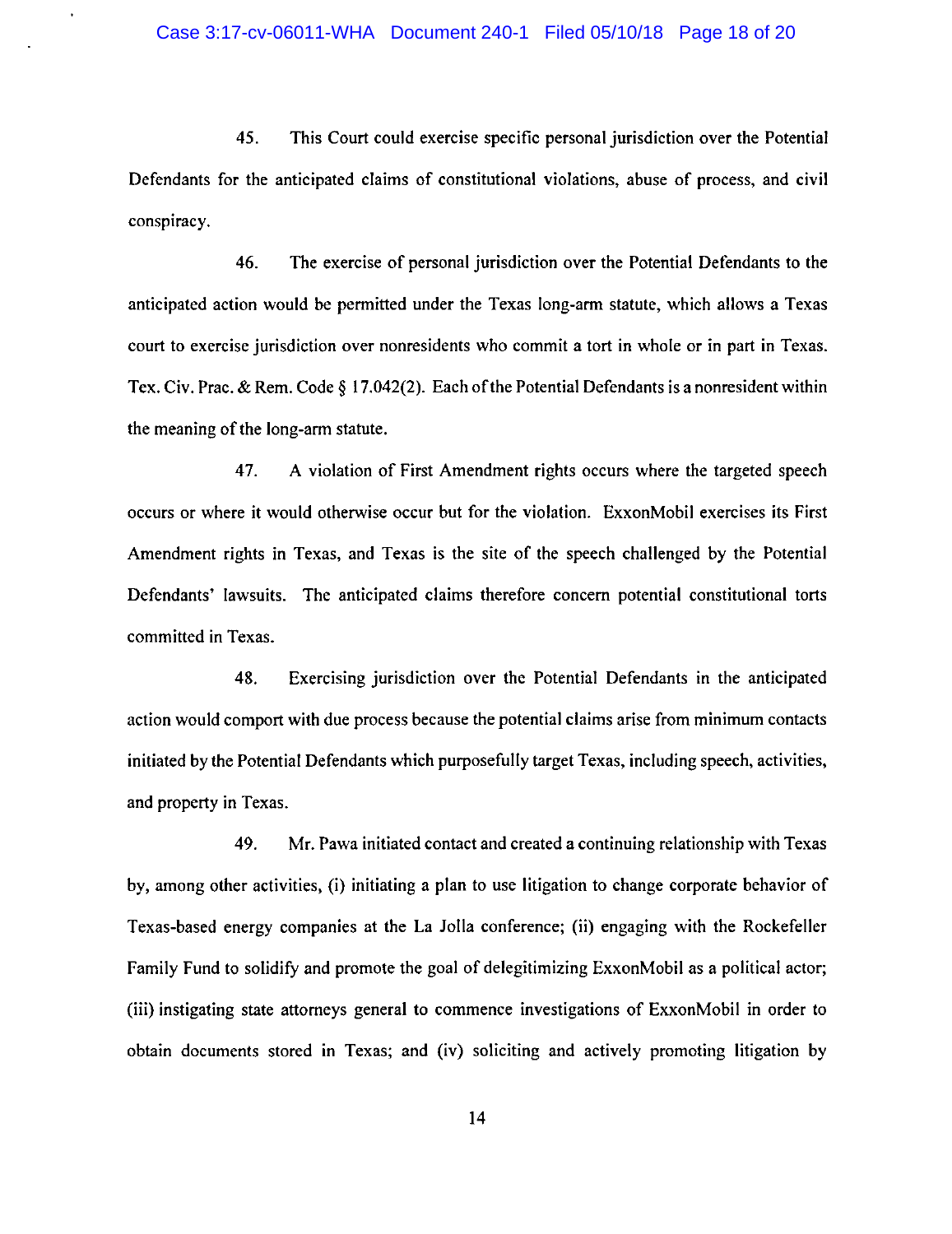45. This Court could exercise specific personal jurisdiction over the Potential Defendants for the anticipated claims of constitutional violations, abuse of process, and civil conspiracy.

46. The exercise of personal jurisdiction over the Potential Defendants to the anticipated action would be permitted under the Texas long-arm statute, which allows a Texas court to exercise jurisdiction over nonresidents who commit a tort in whole or in part in Texas. Tex. Civ. Prac. & Rem. Code § 17.042(2). Each of the Potential Defendants is a nonresident within the meaning of the long-arm statute.

47. A violation of First Amendment rights occurs where the targeted speech occurs or where it would otherwise occur but for the violation. ExxonMobil exercises its First Amendment rights in Texas, and Texas is the site of the speech challenged by the Potential Defendants' lawsuits. The anticipated claims therefore concern potential constitutional torts committed in Texas.

48. Exercising jurisdiction over the Potential Defendants in the anticipated action would comport with due process because the potential claims arise from minimum contacts initiated by the Potential Defendants which purposefully target Texas, including speech, activities, and property in Texas.

49. Mr. Pawa initiated contact and created a continuing relationship with Texas by, among other activities, (i) initiating a plan to use litigation to change corporate behavior of Texas-based energy companies at the La Jolla conference; (ii) engaging with the Rockefeller Family Fund to solidify and promote the goal of delegitimizing ExxonMobil as a political actor; (iii) instigating state attorneys general to commence investigations of ExxonMobil in order to obtain documents stored in Texas; and (iv) soliciting and actively promoting litigation by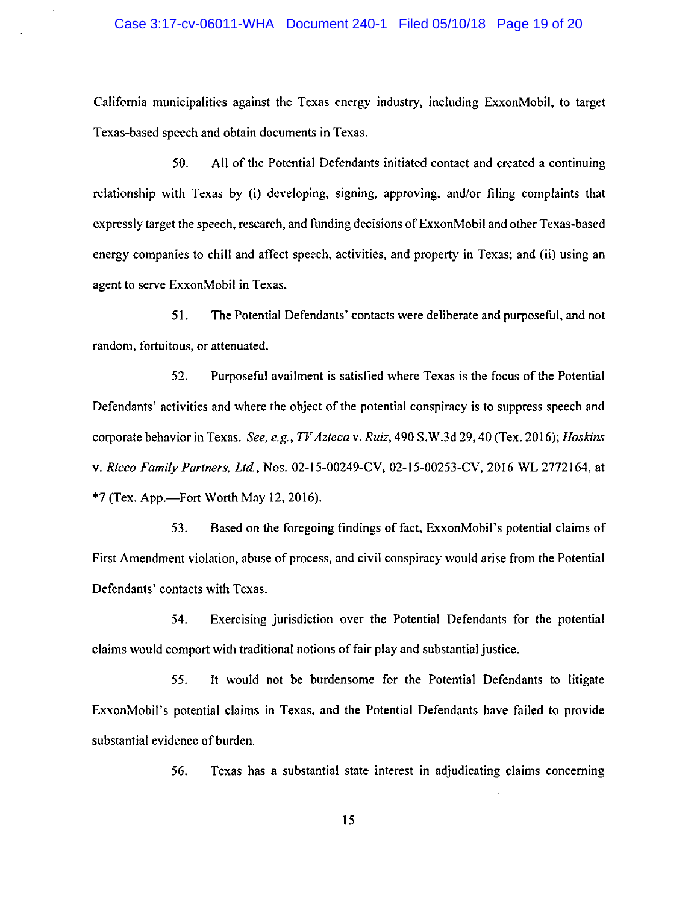California municipalities against the Texas energy industry, including ExxonMobil, to target Texas-based speech and obtain documents in Texas.

50. All of the Potential Defendants initiated contact and created a continuing relationship with Texas by (i) developing, signing, approving, and/or filing complaints that expressly target the speech, research, and funding decisions of ExxonMobil and other Texas-based energy companies to chill and affect speech, activities, and property in Texas; and (ii) using an agent to serve ExxonMobil in Texas.

51. The Potential Defendants' contacts were deliberate and purposeful, and not random, fortuitous, or attenuated.

52. Purposeful availment is satisfied where Texas is the focus of the Potential Defendants' activities and where the object of the potential conspiracy is to suppress speech and corporate behavior in Texas. *See, e.g.*, *TV Azteca* v. *Ruiz*, 490 S.W.3d 29, 40 (Tex. 2016); *Hoskins* v. *Ricco Family Partners, Ltd.*, Nos. 02-15-00249-CV, 02-15-00253-CV, 2016 WL 2772164, at *7 (Tex. App.—Fort Worth May 12, 2016).

53. Based on the foregoing findings of fact, ExxonMobil's potential claims of First Amendment violation, abuse of process, and civil conspiracy would arise from the Potential Defendants' contacts with Texas.

54. Exercising jurisdiction over the Potential Defendants for the potential claims would comport with traditional notions of fair play and substantial justice.

55. It would not be burdensome for the Potential Defendants to litigate ExxonMobil's potential claims in Texas, and the Potential Defendants have failed to provide substantial evidence of burden.

56. Texas has a substantial state interest in adjudicating claims concerning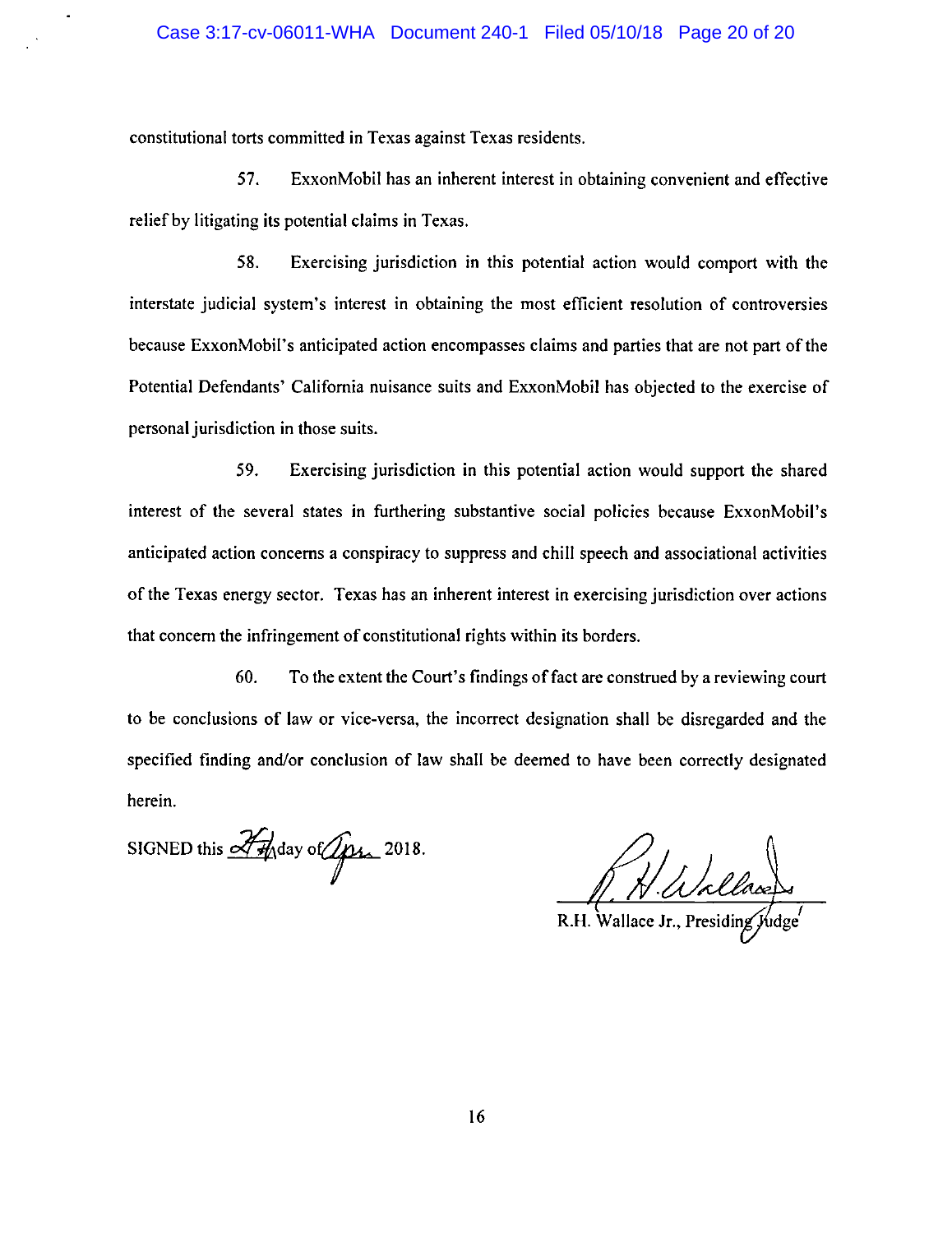constitutional torts committed in Texas against Texas residents.

57. ExxonMobil has an inherent interest in obtaining convenient and effective relief by litigating its potential claims in Texas.

58. Exercising jurisdiction in this potential action would comport with the interstate judicial system's interest in obtaining the most efficient resolution of controversies because ExxonMobil's anticipated action encompasses claims and parties that are not part of the Potential Defendants' California nuisance suits and ExxonMobil has objected to the exercise of personal jurisdiction in those suits.

59. Exercising jurisdiction in this potential action would support the shared interest of the several states in furthering substantive social policies because ExxonMobil's anticipated action concerns a conspiracy to suppress and chill speech and associational activities of the Texas energy sector. Texas has an inherent interest in exercising jurisdiction over actions that concern the infringement of constitutional rights within its borders.

60. To the extent the Court's findings of fact are construed by a reviewing court to be conclusions of law or vice-versa, the incorrect designation shall be disregarded and the specified finding and/or conclusion of law shall be deemed to have been correctly designated herein.

SIGNED this 27th day of Apr. 2018.

R.H. Wallace Jr., Presiding Judge